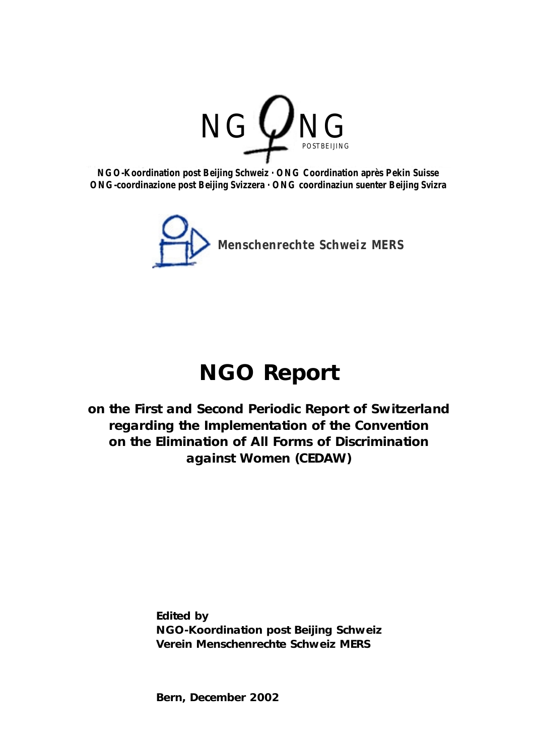NG ONG POSTBEIJING

**NGO-Koordination post Beijing Schweiz · ONG Coordination après Pekin Suisse**
**ONG-coordinazione post Beijing Svizzera · ONG coordinaziun suenter Beijing Svizra**

**Menschenrechte Schweiz MERS**

# NGO Report

**on the First and Second Periodic Report of Switzerland regarding the Implementation of the Convention on the Elimination of All Forms of Discrimination against Women (CEDAW)**

**Edited by**
**NGO-Koordination post Beijing Schweiz**
**Verein Menschenrechte Schweiz MERS**

**Bern, December 2002**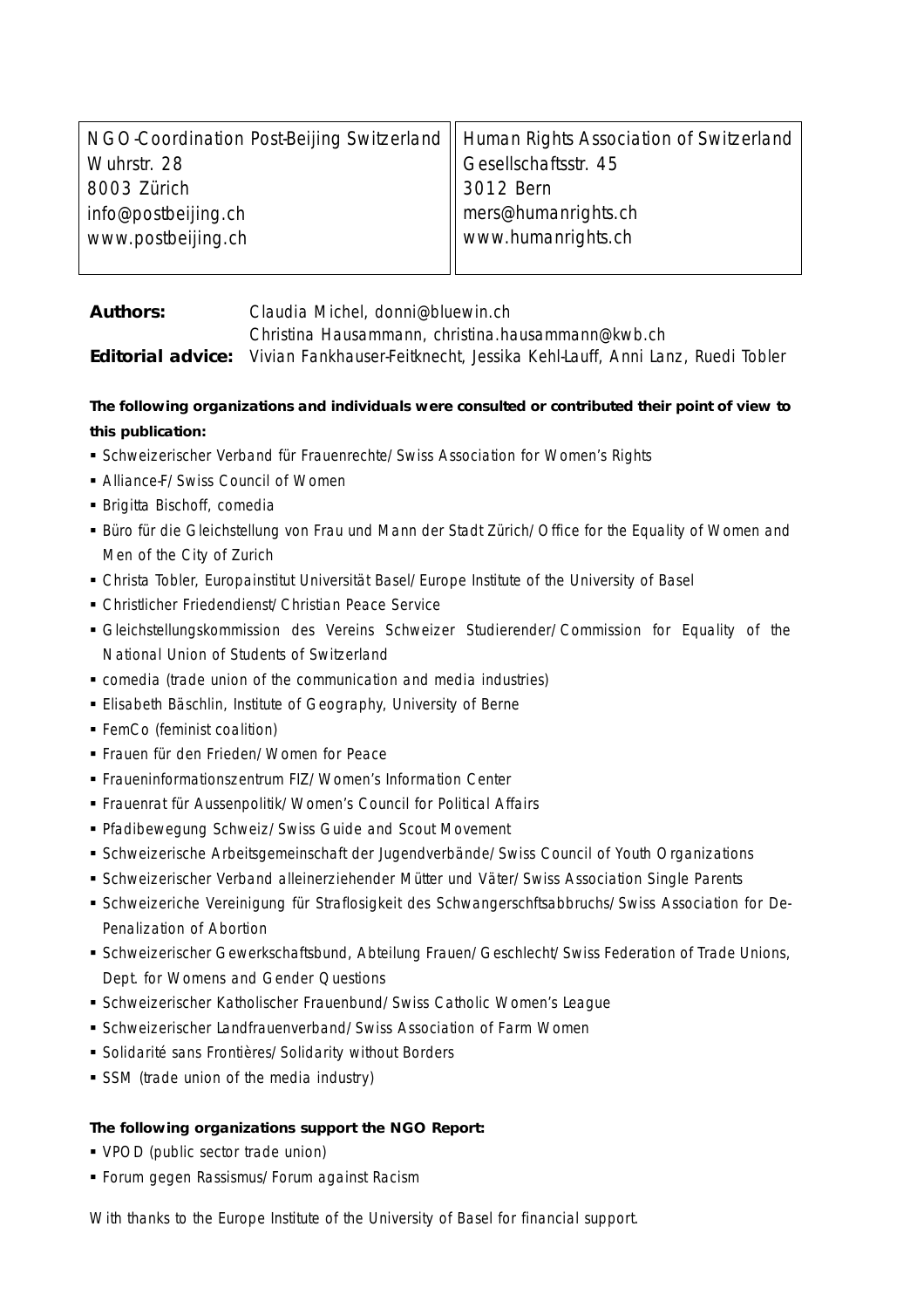| NGO-Coordination Post-Beijing Switzerland | Human Rights Association of Switzerland |
|---|---|
| Wuhrstr. 28 | Gesellschaftsstr. 45 |
| 8003 Zürich | 3012 Bern |
| info@postbeijing.ch | mers@humanrights.ch |
| www.postbeijing.ch | www.humanrights.ch |

**Authors:** Claudia Michel, donni@bluewin.ch
Christina Hausammann, christina.hausammann@kwb.ch

**Editorial advice:** Vivian Fankhauser-Feitknecht, Jessika Kehl-Lauff, Anni Lanz, Ruedi Tobler

**The following organizations and individuals were consulted or contributed their point of view to this publication:**

- Schweizerischer Verband für Frauenrechte/ Swiss Association for Women's Rights
- Alliance-F/ Swiss Council of Women
- Brigitta Bischoff, comedia
- Büro für die Gleichstellung von Frau und Mann der Stadt Zürich/ Office for the Equality of Women and Men of the City of Zurich
- Christa Tobler, Europainstitut Universität Basel/ Europe Institute of the University of Basel
- Christlicher Friedendienst/ Christian Peace Service
- Gleichstellungskommission des Vereins Schweizer Studierender/ Commission for Equality of the National Union of Students of Switzerland
- comedia (trade union of the communication and media industries)
- Elisabeth Bäschlin, Institute of Geography, University of Berne
- FemCo (feminist coalition)
- Frauen für den Frieden/ Women for Peace
- Fraueninformationszentrum FIZ/ Women's Information Center
- Frauenrat für Aussenpolitik/ Women's Council for Political Affairs
- Pfadibewegung Schweiz/ Swiss Guide and Scout Movement
- Schweizerische Arbeitsgemeinschaft der Jugendverbände/ Swiss Council of Youth Organizations
- Schweizerischer Verband alleinerziehender Mütter und Väter/ Swiss Association Single Parents
- Schweizeriche Vereinigung für Straflosigkeit des Schwangerschftsabbruchs/ Swiss Association for De-Penalization of Abortion
- Schweizerischer Gewerkschaftsbund, Abteilung Frauen/ Geschlecht/ Swiss Federation of Trade Unions, Dept. for Womens and Gender Questions
- Schweizerischer Katholischer Frauenbund/ Swiss Catholic Women's League
- Schweizerischer Landfrauenverband/ Swiss Association of Farm Women
- Solidarité sans Frontières/ Solidarity without Borders
- SSM (trade union of the media industry)

**The following organizations support the NGO Report:**

- VPOD (public sector trade union)
- Forum gegen Rassismus/ Forum against Racism

With thanks to the Europe Institute of the University of Basel for financial support.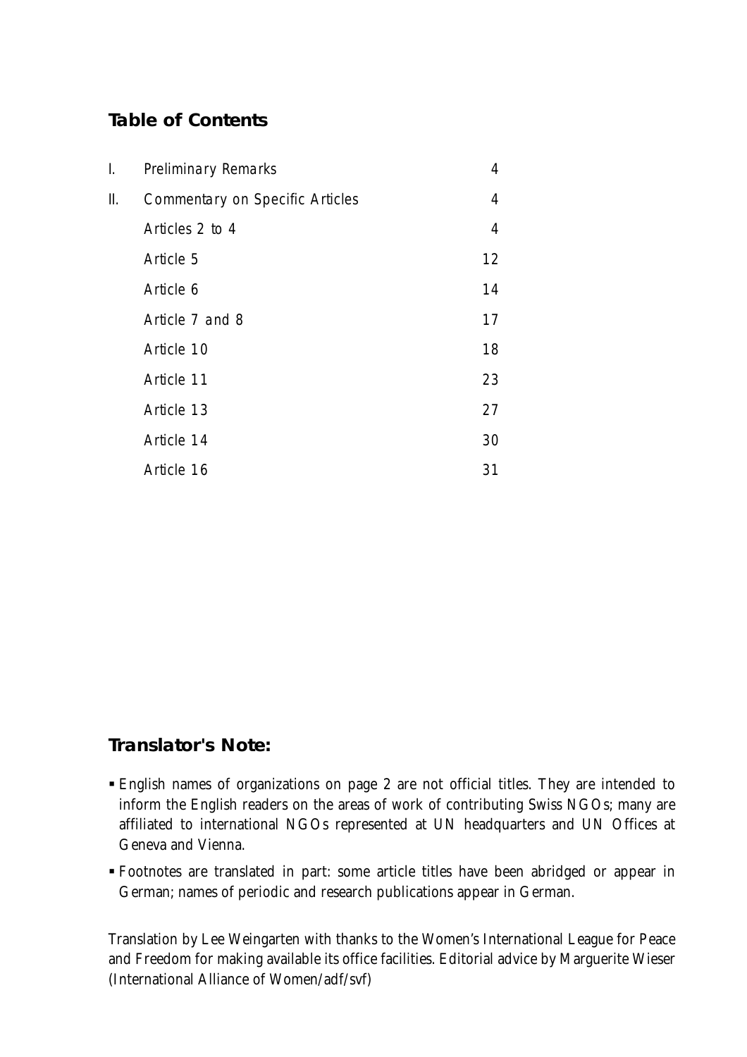## Table of Contents

| | | |
|---|---|---|
| I. | Preliminary Remarks | 4 |
| II. | Commentary on Specific Articles | 4 |
| | Articles 2 to 4 | 4 |
| | Article 5 | 12 |
| | Article 6 | 14 |
| | Article 7 and 8 | 17 |
| | Article 10 | 18 |
| | Article 11 | 23 |
| | Article 13 | 27 |
| | Article 14 | 30 |
| | Article 16 | 31 |

## Translator's Note:

- English names of organizations on page 2 are not official titles. They are intended to inform the English readers on the areas of work of contributing Swiss NGOs; many are affiliated to international NGOs represented at UN headquarters and UN Offices at Geneva and Vienna.
- Footnotes are translated in part: some article titles have been abridged or appear in German; names of periodic and research publications appear in German.

Translation by Lee Weingarten with thanks to the Women's International League for Peace and Freedom for making available its office facilities. Editorial advice by Marguerite Wieser (International Alliance of Women/adf/svf)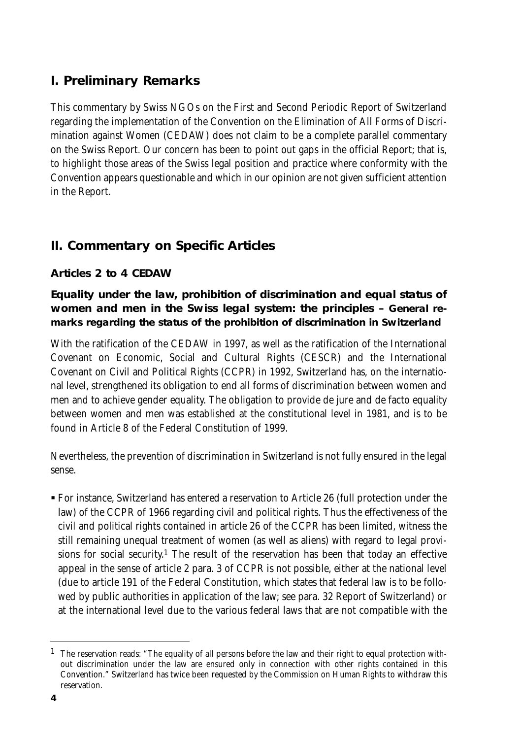## I. Preliminary Remarks

This commentary by Swiss NGOs on the First and Second Periodic Report of Switzerland regarding the implementation of the Convention on the Elimination of All Forms of Discrimination against Women (CEDAW) does not claim to be a complete parallel commentary on the Swiss Report. Our concern has been to point out gaps in the official Report; that is, to highlight those areas of the Swiss legal position and practice where conformity with the Convention appears questionable and which in our opinion are not given sufficient attention in the Report.

## II. Commentary on Specific Articles

### Articles 2 to 4 CEDAW

#### Equality under the law, prohibition of discrimination and equal status of women and men in the Swiss legal system: the principles – General remarks regarding the status of the prohibition of discrimination in Switzerland

With the ratification of the CEDAW in 1997, as well as the ratification of the International Covenant on Economic, Social and Cultural Rights (CESCR) and the International Covenant on Civil and Political Rights (CCPR) in 1992, Switzerland has, on the international level, strengthened its obligation to end all forms of discrimination between women and men and to achieve gender equality. The obligation to provide de jure and de facto equality between women and men was established at the constitutional level in 1981, and is to be found in Article 8 of the Federal Constitution of 1999.

Nevertheless, the prevention of discrimination in Switzerland is not fully ensured in the legal sense.

- For instance, Switzerland has entered a reservation to Article 26 (full protection under the law) of the CCPR of 1966 regarding civil and political rights. Thus the effectiveness of the civil and political rights contained in article 26 of the CCPR has been limited, witness the still remaining unequal treatment of women (as well as aliens) with regard to legal provisions for social security.[1] The result of the reservation has been that today an effective appeal in the sense of article 2 para. 3 of CCPR is not possible, either at the national level (due to article 191 of the Federal Constitution, which states that federal law is to be followed by public authorities in application of the law; see para. 32 Report of Switzerland) or at the international level due to the various federal laws that are not compatible with the

[1] The reservation reads: "The equality of all persons before the law and their right to equal protection without discrimination under the law are ensured only in connection with other rights contained in this Convention." Switzerland has twice been requested by the Commission on Human Rights to withdraw this reservation.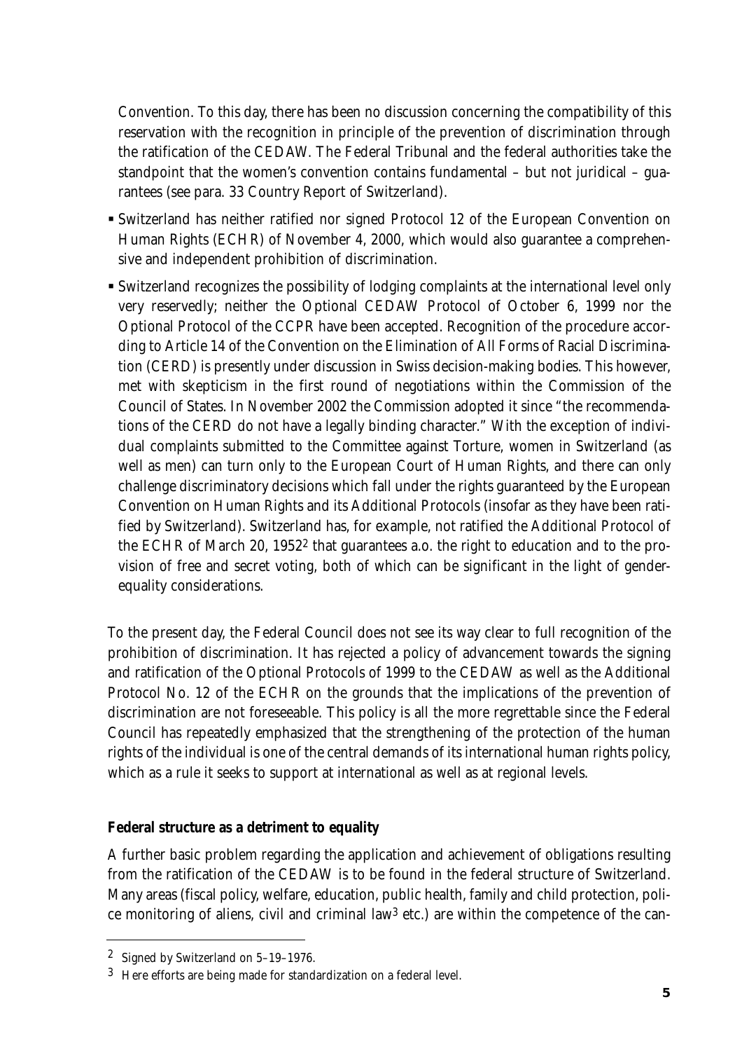Convention. To this day, there has been no discussion concerning the compatibility of this reservation with the recognition in principle of the prevention of discrimination through the ratification of the CEDAW. The Federal Tribunal and the federal authorities take the standpoint that the women's convention contains fundamental – but not juridical – guarantees (see para. 33 Country Report of Switzerland).

- Switzerland has neither ratified nor signed Protocol 12 of the European Convention on Human Rights (ECHR) of November 4, 2000, which would also guarantee a comprehensive and independent prohibition of discrimination.
- Switzerland recognizes the possibility of lodging complaints at the international level only very reservedly; neither the Optional CEDAW Protocol of October 6, 1999 nor the Optional Protocol of the CCPR have been accepted. Recognition of the procedure according to Article 14 of the Convention on the Elimination of All Forms of Racial Discrimination (CERD) is presently under discussion in Swiss decision-making bodies. This however, met with skepticism in the first round of negotiations within the Commission of the Council of States. In November 2002 the Commission adopted it since "the recommendations of the CERD do not have a legally binding character." With the exception of individual complaints submitted to the Committee against Torture, women in Switzerland (as well as men) can turn only to the European Court of Human Rights, and there can only challenge discriminatory decisions which fall under the rights guaranteed by the European Convention on Human Rights and its Additional Protocols (insofar as they have been ratified by Switzerland). Switzerland has, for example, not ratified the Additional Protocol of the ECHR of March 20, 1952[2] that guarantees a.o. the right to education and to the provision of free and secret voting, both of which can be significant in the light of gender-equality considerations.

To the present day, the Federal Council does not see its way clear to full recognition of the prohibition of discrimination. It has rejected a policy of advancement towards the signing and ratification of the Optional Protocols of 1999 to the CEDAW as well as the Additional Protocol No. 12 of the ECHR on the grounds that the implications of the prevention of discrimination are not foreseeable. This policy is all the more regrettable since the Federal Council has repeatedly emphasized that the strengthening of the protection of the human rights of the individual is one of the central demands of its international human rights policy, which as a rule it seeks to support at international as well as at regional levels.

**Federal structure as a detriment to equality**

A further basic problem regarding the application and achievement of obligations resulting from the ratification of the CEDAW is to be found in the federal structure of Switzerland. Many areas (fiscal policy, welfare, education, public health, family and child protection, police monitoring of aliens, civil and criminal law[3] etc.) are within the competence of the can-

---

[2] Signed by Switzerland on 5–19–1976.

[3] Here efforts are being made for standardization on a federal level.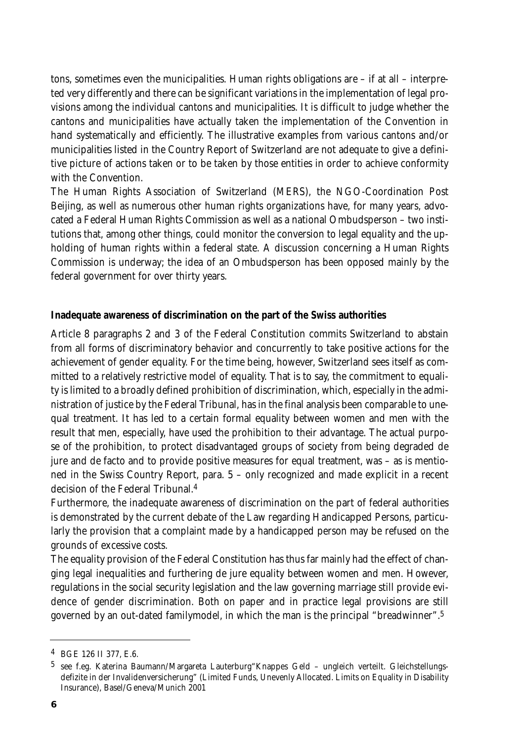tons, sometimes even the municipalities. Human rights obligations are – if at all – interpreted very differently and there can be significant variations in the implementation of legal provisions among the individual cantons and municipalities. It is difficult to judge whether the cantons and municipalities have actually taken the implementation of the Convention in hand systematically and efficiently. The illustrative examples from various cantons and/or municipalities listed in the Country Report of Switzerland are not adequate to give a definitive picture of actions taken or to be taken by those entities in order to achieve conformity with the Convention.

The Human Rights Association of Switzerland (MERS), the NGO-Coordination Post Beijing, as well as numerous other human rights organizations have, for many years, advocated a Federal Human Rights Commission as well as a national Ombudsperson – two institutions that, among other things, could monitor the conversion to legal equality and the upholding of human rights within a federal state. A discussion concerning a Human Rights Commission is underway; the idea of an Ombudsperson has been opposed mainly by the federal government for over thirty years.

**Inadequate awareness of discrimination on the part of the Swiss authorities**

Article 8 paragraphs 2 and 3 of the Federal Constitution commits Switzerland to abstain from all forms of discriminatory behavior and concurrently to take positive actions for the achievement of gender equality. For the time being, however, Switzerland sees itself as committed to a relatively restrictive model of equality. That is to say, the commitment to equality is limited to a broadly defined prohibition of discrimination, which, especially in the administration of justice by the Federal Tribunal, has in the final analysis been comparable to unequal treatment. It has led to a certain formal equality between women and men with the result that men, especially, have used the prohibition to their advantage. The actual purpose of the prohibition, to protect disadvantaged groups of society from being degraded de jure and de facto and to provide positive measures for equal treatment, was – as is mentioned in the Swiss Country Report, para. 5 – only recognized and made explicit in a recent decision of the Federal Tribunal.[4]

Furthermore, the inadequate awareness of discrimination on the part of federal authorities is demonstrated by the current debate of the Law regarding Handicapped Persons, particularly the provision that a complaint made by a handicapped person may be refused on the grounds of excessive costs.

The equality provision of the Federal Constitution has thus far mainly had the effect of changing legal inequalities and furthering de jure equality between women and men. However, regulations in the social security legislation and the law governing marriage still provide evidence of gender discrimination. Both on paper and in practice legal provisions are still governed by an out-dated familymodel, in which the man is the principal "breadwinner".[5]

---

[4] BGE 126 II 377, E.6.

[5] see f.eg. Katerina Baumann/Margareta Lauterburg"Knappes Geld – ungleich verteilt. Gleichstellungsdefizite in der Invalidenversicherung" (Limited Funds, Unevenly Allocated. Limits on Equality in Disability Insurance), Basel/Geneva/Munich 2001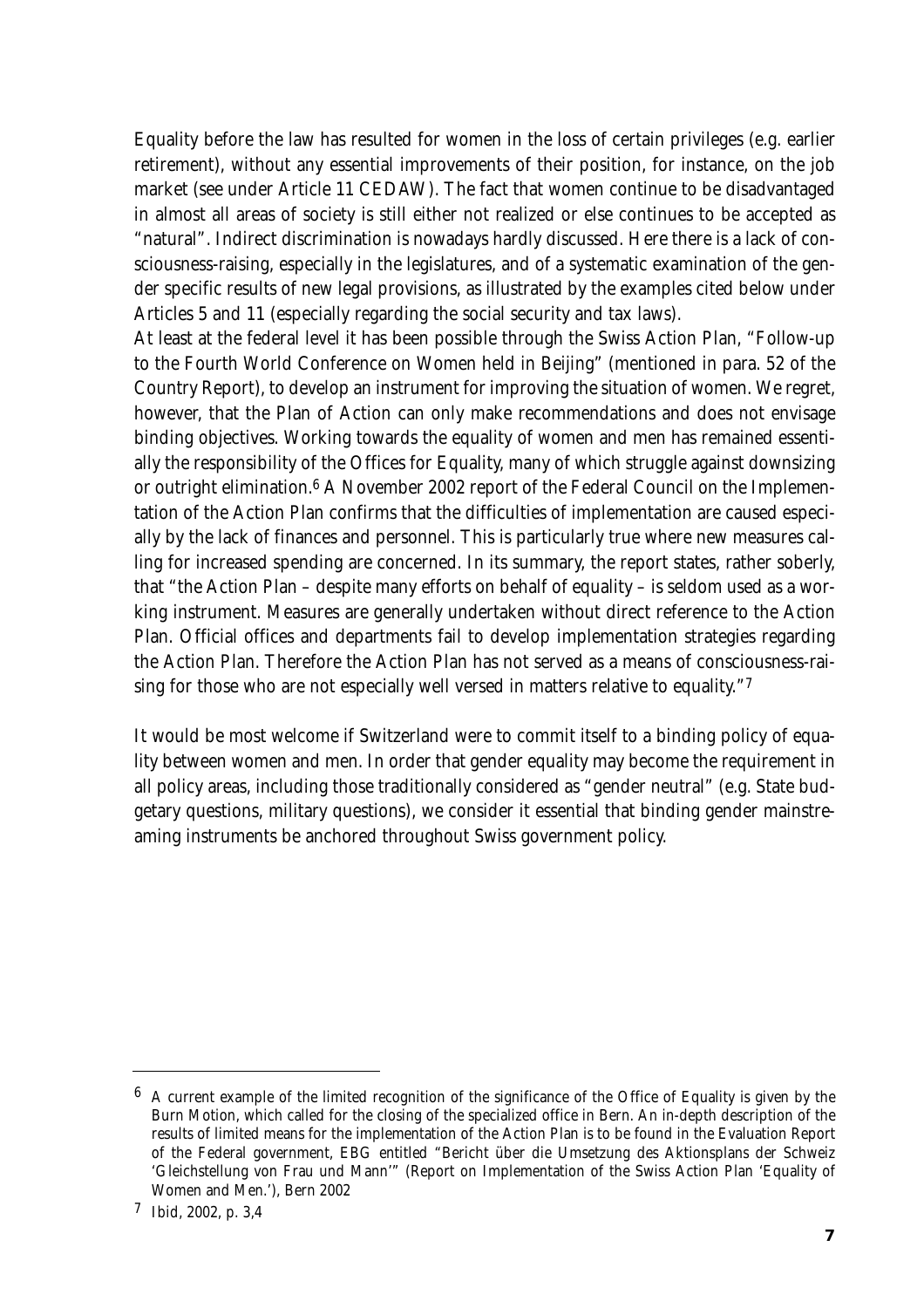Equality before the law has resulted for women in the loss of certain privileges (e.g. earlier retirement), without any essential improvements of their position, for instance, on the job market (see under Article 11 CEDAW). The fact that women continue to be disadvantaged in almost all areas of society is still either not realized or else continues to be accepted as "natural". Indirect discrimination is nowadays hardly discussed. Here there is a lack of consciousness-raising, especially in the legislatures, and of a systematic examination of the gender specific results of new legal provisions, as illustrated by the examples cited below under Articles 5 and 11 (especially regarding the social security and tax laws).

At least at the federal level it has been possible through the Swiss Action Plan, "Follow-up to the Fourth World Conference on Women held in Beijing" (mentioned in para. 52 of the Country Report), to develop an instrument for improving the situation of women. We regret, however, that the Plan of Action can only make recommendations and does not envisage binding objectives. Working towards the equality of women and men has remained essentially the responsibility of the Offices for Equality, many of which struggle against downsizing or outright elimination.[6] A November 2002 report of the Federal Council on the Implementation of the Action Plan confirms that the difficulties of implementation are caused especially by the lack of finances and personnel. This is particularly true where new measures calling for increased spending are concerned. In its summary, the report states, rather soberly, that "the Action Plan – despite many efforts on behalf of equality – is seldom used as a working instrument. Measures are generally undertaken without direct reference to the Action Plan. Official offices and departments fail to develop implementation strategies regarding the Action Plan. Therefore the Action Plan has not served as a means of consciousness-raising for those who are not especially well versed in matters relative to equality."[7]

It would be most welcome if Switzerland were to commit itself to a binding policy of equality between women and men. In order that gender equality may become the requirement in all policy areas, including those traditionally considered as "gender neutral" (e.g. State budgetary questions, military questions), we consider it essential that binding gender mainstreaming instruments be anchored throughout Swiss government policy.

---

[6] A current example of the limited recognition of the significance of the Office of Equality is given by the Burn Motion, which called for the closing of the specialized office in Bern. An in-depth description of the results of limited means for the implementation of the Action Plan is to be found in the Evaluation Report of the Federal government, EBG entitled "Bericht über die Umsetzung des Aktionsplans der Schweiz 'Gleichstellung von Frau und Mann'" (Report on Implementation of the Swiss Action Plan 'Equality of Women and Men.'), Bern 2002

[7] Ibid, 2002, p. 3,4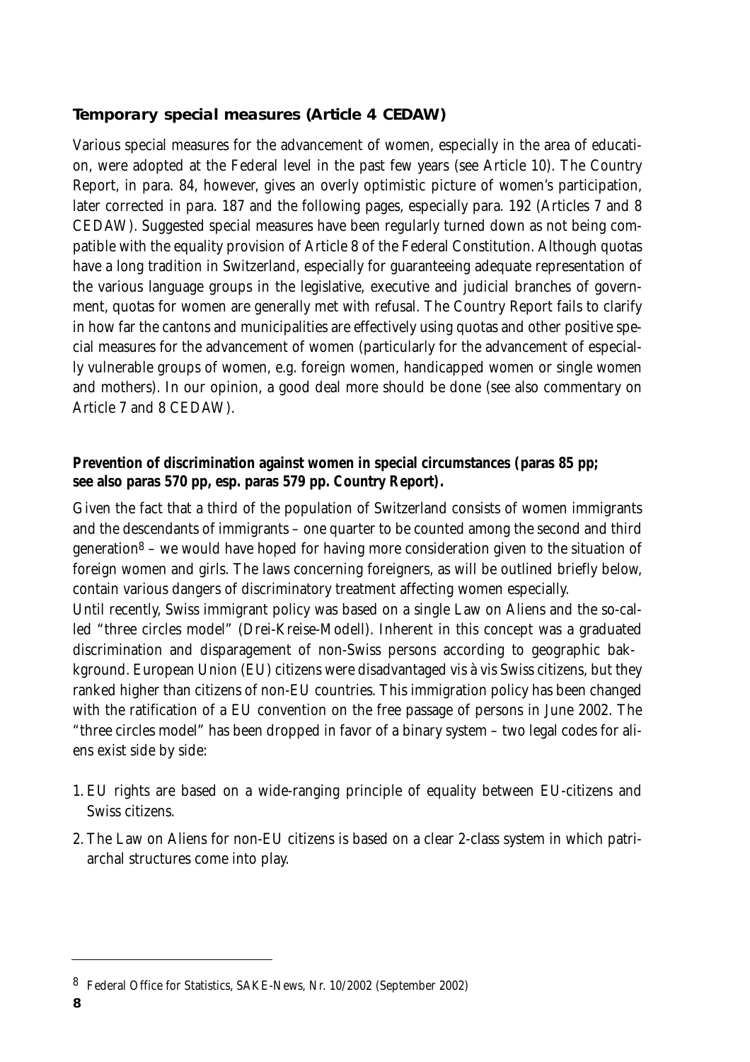### *Temporary special measures (Article 4 CEDAW)*

Various special measures for the advancement of women, especially in the area of education, were adopted at the Federal level in the past few years (see Article 10). The Country Report, in para. 84, however, gives an overly optimistic picture of women's participation, later corrected in para. 187 and the following pages, especially para. 192 (Articles 7 and 8 CEDAW). Suggested special measures have been regularly turned down as not being compatible with the equality provision of Article 8 of the Federal Constitution. Although quotas have a long tradition in Switzerland, especially for guaranteeing adequate representation of the various language groups in the legislative, executive and judicial branches of government, quotas for women are generally met with refusal. The Country Report fails to clarify in how far the cantons and municipalities are effectively using quotas and other positive special measures for the advancement of women (particularly for the advancement of especially vulnerable groups of women, e.g. foreign women, handicapped women or single women and mothers). In our opinion, a good deal more should be done (see also commentary on Article 7 and 8 CEDAW).

**Prevention of discrimination against women in special circumstances (paras 85 pp; see also paras 570 pp, esp. paras 579 pp. Country Report).**

Given the fact that a third of the population of Switzerland consists of women immigrants and the descendants of immigrants – one quarter to be counted among the second and third generation[8] – we would have hoped for having more consideration given to the situation of foreign women and girls. The laws concerning foreigners, as will be outlined briefly below, contain various dangers of discriminatory treatment affecting women especially.

Until recently, Swiss immigrant policy was based on a single Law on Aliens and the so-called "three circles model" (Drei-Kreise-Modell). Inherent in this concept was a graduated discrimination and disparagement of non-Swiss persons according to geographic background. European Union (EU) citizens were disadvantaged vis à vis Swiss citizens, but they ranked higher than citizens of non-EU countries. This immigration policy has been changed with the ratification of a EU convention on the free passage of persons in June 2002. The "three circles model" has been dropped in favor of a binary system – two legal codes for aliens exist side by side:

1. EU rights are based on a wide-ranging principle of equality between EU-citizens and Swiss citizens.
2. The Law on Aliens for non-EU citizens is based on a clear 2-class system in which patriarchal structures come into play.

---

[8] Federal Office for Statistics, SAKE-News, Nr. 10/2002 (September 2002)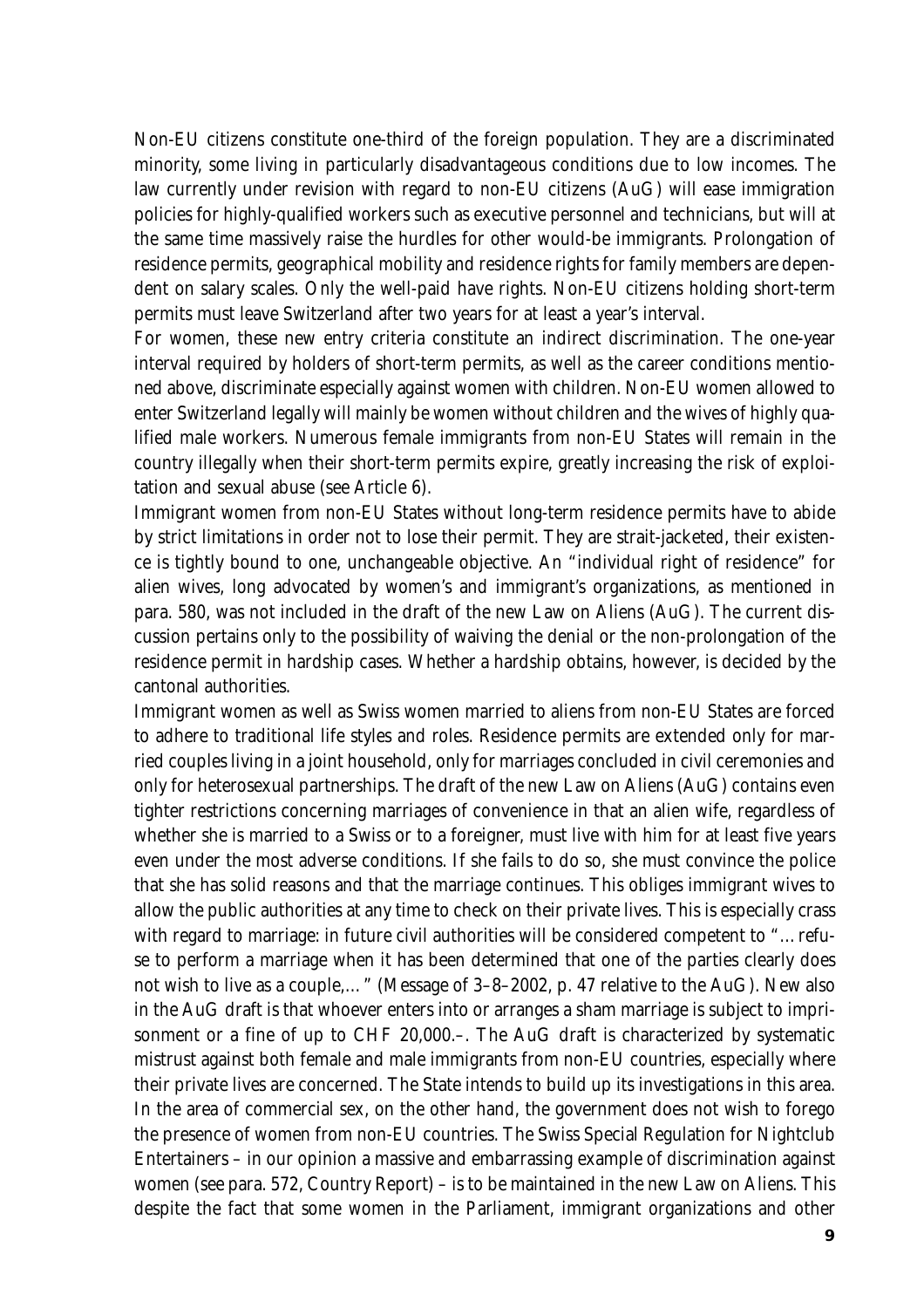Non-EU citizens constitute one-third of the foreign population. They are a discriminated minority, some living in particularly disadvantageous conditions due to low incomes. The law currently under revision with regard to non-EU citizens (AuG) will ease immigration policies for highly-qualified workers such as executive personnel and technicians, but will at the same time massively raise the hurdles for other would-be immigrants. Prolongation of residence permits, geographical mobility and residence rights for family members are dependent on salary scales. Only the well-paid have rights. Non-EU citizens holding short-term permits must leave Switzerland after two years for at least a year's interval.

For women, these new entry criteria constitute an indirect discrimination. The one-year interval required by holders of short-term permits, as well as the career conditions mentioned above, discriminate especially against women with children. Non-EU women allowed to enter Switzerland legally will mainly be women without children and the wives of highly qualified male workers. Numerous female immigrants from non-EU States will remain in the country illegally when their short-term permits expire, greatly increasing the risk of exploitation and sexual abuse (see Article 6).

Immigrant women from non-EU States without long-term residence permits have to abide by strict limitations in order not to lose their permit. They are strait-jacketed, their existence is tightly bound to one, unchangeable objective. An "individual right of residence" for alien wives, long advocated by women's and immigrant's organizations, as mentioned in para. 580, was not included in the draft of the new Law on Aliens (AuG). The current discussion pertains only to the possibility of waiving the denial or the non-prolongation of the residence permit in hardship cases. Whether a hardship obtains, however, is decided by the cantonal authorities.

Immigrant women as well as Swiss women married to aliens from non-EU States are forced to adhere to traditional life styles and roles. Residence permits are extended only for married couples living in a joint household, only for marriages concluded in civil ceremonies and only for heterosexual partnerships. The draft of the new Law on Aliens (AuG) contains even tighter restrictions concerning marriages of convenience in that an alien wife, regardless of whether she is married to a Swiss or to a foreigner, must live with him for at least five years even under the most adverse conditions. If she fails to do so, she must convince the police that she has solid reasons and that the marriage continues. This obliges immigrant wives to allow the public authorities at any time to check on their private lives. This is especially crass with regard to marriage: in future civil authorities will be considered competent to "…refuse to perform a marriage when it has been determined that one of the parties clearly does not wish to live as a couple,…" (Message of 3–8–2002, p. 47 relative to the AuG). New also in the AuG draft is that whoever enters into or arranges a sham marriage is subject to imprisonment or a fine of up to CHF 20,000.–. The AuG draft is characterized by systematic mistrust against both female and male immigrants from non-EU countries, especially where their private lives are concerned. The State intends to build up its investigations in this area. In the area of commercial sex, on the other hand, the government does not wish to forego the presence of women from non-EU countries. The Swiss Special Regulation for Nightclub Entertainers – in our opinion a massive and embarrassing example of discrimination against women (see para. 572, Country Report) – is to be maintained in the new Law on Aliens. This despite the fact that some women in the Parliament, immigrant organizations and other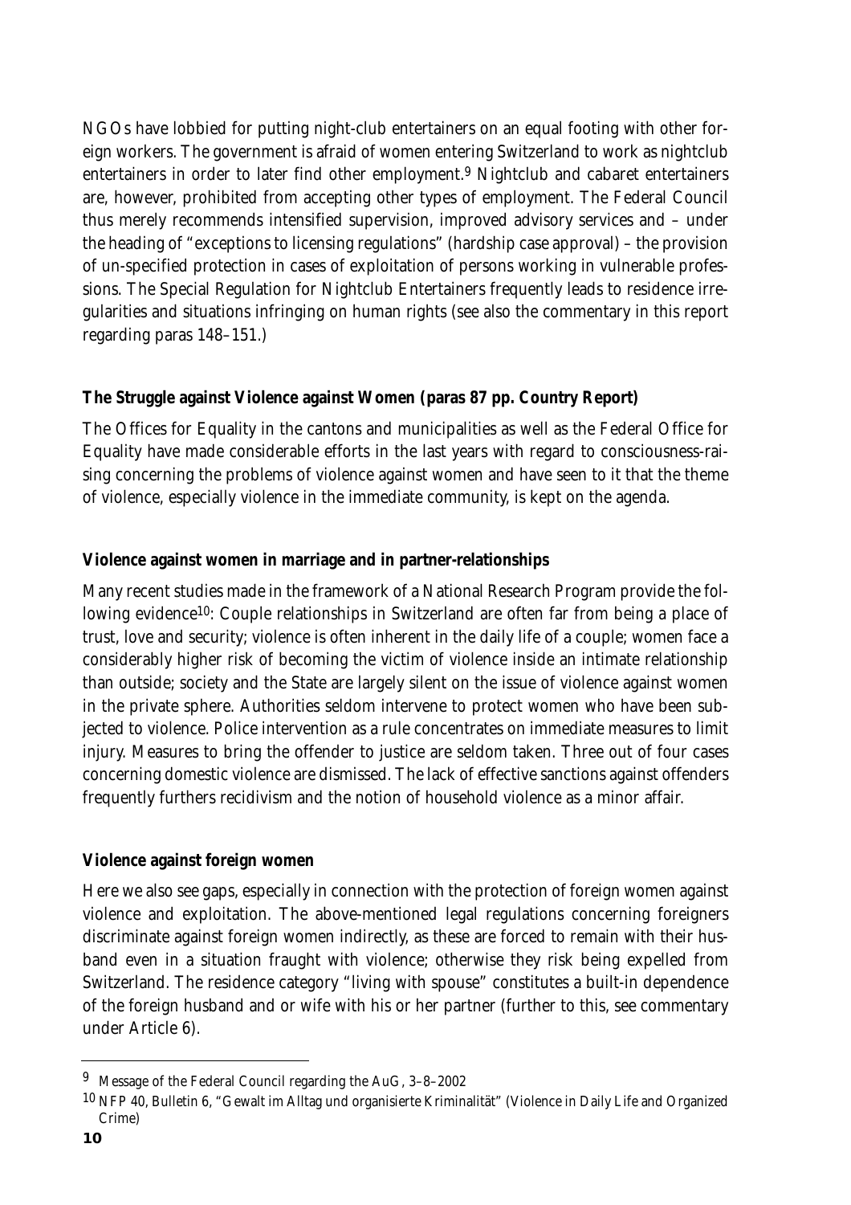NGOs have lobbied for putting night-club entertainers on an equal footing with other foreign workers. The government is afraid of women entering Switzerland to work as nightclub entertainers in order to later find other employment.[9] Nightclub and cabaret entertainers are, however, prohibited from accepting other types of employment. The Federal Council thus merely recommends intensified supervision, improved advisory services and – under the heading of "exceptions to licensing regulations" (hardship case approval) – the provision of un-specified protection in cases of exploitation of persons working in vulnerable professions. The Special Regulation for Nightclub Entertainers frequently leads to residence irregularities and situations infringing on human rights (see also the commentary in this report regarding paras 148–151.)

**The Struggle against Violence against Women (paras 87 pp. Country Report)**

The Offices for Equality in the cantons and municipalities as well as the Federal Office for Equality have made considerable efforts in the last years with regard to consciousness-raising concerning the problems of violence against women and have seen to it that the theme of violence, especially violence in the immediate community, is kept on the agenda.

**Violence against women in marriage and in partner-relationships**

Many recent studies made in the framework of a National Research Program provide the following evidence[10]: Couple relationships in Switzerland are often far from being a place of trust, love and security; violence is often inherent in the daily life of a couple; women face a considerably higher risk of becoming the victim of violence inside an intimate relationship than outside; society and the State are largely silent on the issue of violence against women in the private sphere. Authorities seldom intervene to protect women who have been subjected to violence. Police intervention as a rule concentrates on immediate measures to limit injury. Measures to bring the offender to justice are seldom taken. Three out of four cases concerning domestic violence are dismissed. The lack of effective sanctions against offenders frequently furthers recidivism and the notion of household violence as a minor affair.

**Violence against foreign women**

Here we also see gaps, especially in connection with the protection of foreign women against violence and exploitation. The above-mentioned legal regulations concerning foreigners discriminate against foreign women indirectly, as these are forced to remain with their husband even in a situation fraught with violence; otherwise they risk being expelled from Switzerland. The residence category "living with spouse" constitutes a built-in dependence of the foreign husband and or wife with his or her partner (further to this, see commentary under Article 6).

---

[9] Message of the Federal Council regarding the AuG, 3–8–2002

[10] NFP 40, Bulletin 6, "Gewalt im Alltag und organisierte Kriminalität" (Violence in Daily Life and Organized Crime)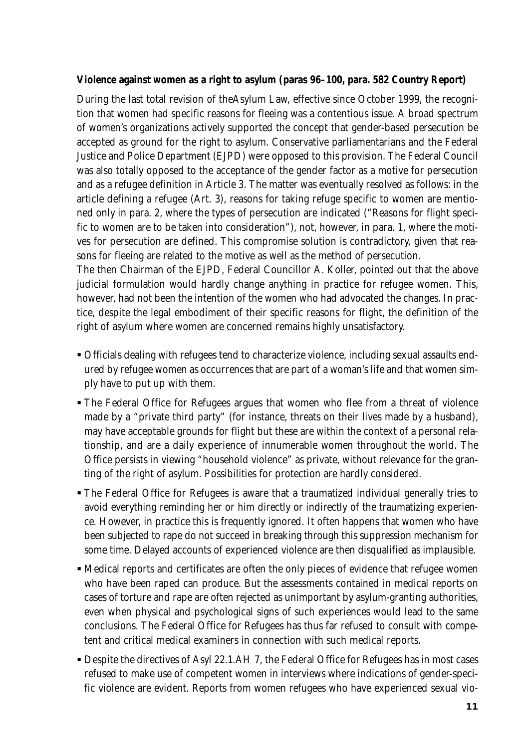**Violence against women as a right to asylum (paras 96–100, para. 582 Country Report)**

During the last total revision of theAsylum Law, effective since October 1999, the recognition that women had specific reasons for fleeing was a contentious issue. A broad spectrum of women's organizations actively supported the concept that gender-based persecution be accepted as ground for the right to asylum. Conservative parliamentarians and the Federal Justice and Police Department (EJPD) were opposed to this provision. The Federal Council was also totally opposed to the acceptance of the gender factor as a motive for persecution and as a refugee definition in Article 3. The matter was eventually resolved as follows: in the article defining a refugee (Art. 3), reasons for taking refuge specific to women are mentioned only in para. 2, where the types of persecution are indicated ("Reasons for flight specific to women are to be taken into consideration"), not, however, in para. 1, where the motives for persecution are defined. This compromise solution is contradictory, given that reasons for fleeing are related to the motive as well as the method of persecution.

The then Chairman of the EJPD, Federal Councillor A. Koller, pointed out that the above judicial formulation would hardly change anything in practice for refugee women. This, however, had not been the intention of the women who had advocated the changes. In practice, despite the legal embodiment of their specific reasons for flight, the definition of the right of asylum where women are concerned remains highly unsatisfactory.

- Officials dealing with refugees tend to characterize violence, including sexual assaults endured by refugee women as occurrences that are part of a woman's life and that women simply have to put up with them.
- The Federal Office for Refugees argues that women who flee from a threat of violence made by a "private third party" (for instance, threats on their lives made by a husband), may have acceptable grounds for flight but these are within the context of a personal relationship, and are a daily experience of innumerable women throughout the world. The Office persists in viewing "household violence" as private, without relevance for the granting of the right of asylum. Possibilities for protection are hardly considered.
- The Federal Office for Refugees is aware that a traumatized individual generally tries to avoid everything reminding her or him directly or indirectly of the traumatizing experience. However, in practice this is frequently ignored. It often happens that women who have been subjected to rape do not succeed in breaking through this suppression mechanism for some time. Delayed accounts of experienced violence are then disqualified as implausible.
- Medical reports and certificates are often the only pieces of evidence that refugee women who have been raped can produce. But the assessments contained in medical reports on cases of torture and rape are often rejected as unimportant by asylum-granting authorities, even when physical and psychological signs of such experiences would lead to the same conclusions. The Federal Office for Refugees has thus far refused to consult with competent and critical medical examiners in connection with such medical reports.
- Despite the directives of Asyl 22.1.AH 7, the Federal Office for Refugees has in most cases refused to make use of competent women in interviews where indications of gender-specific violence are evident. Reports from women refugees who have experienced sexual vio-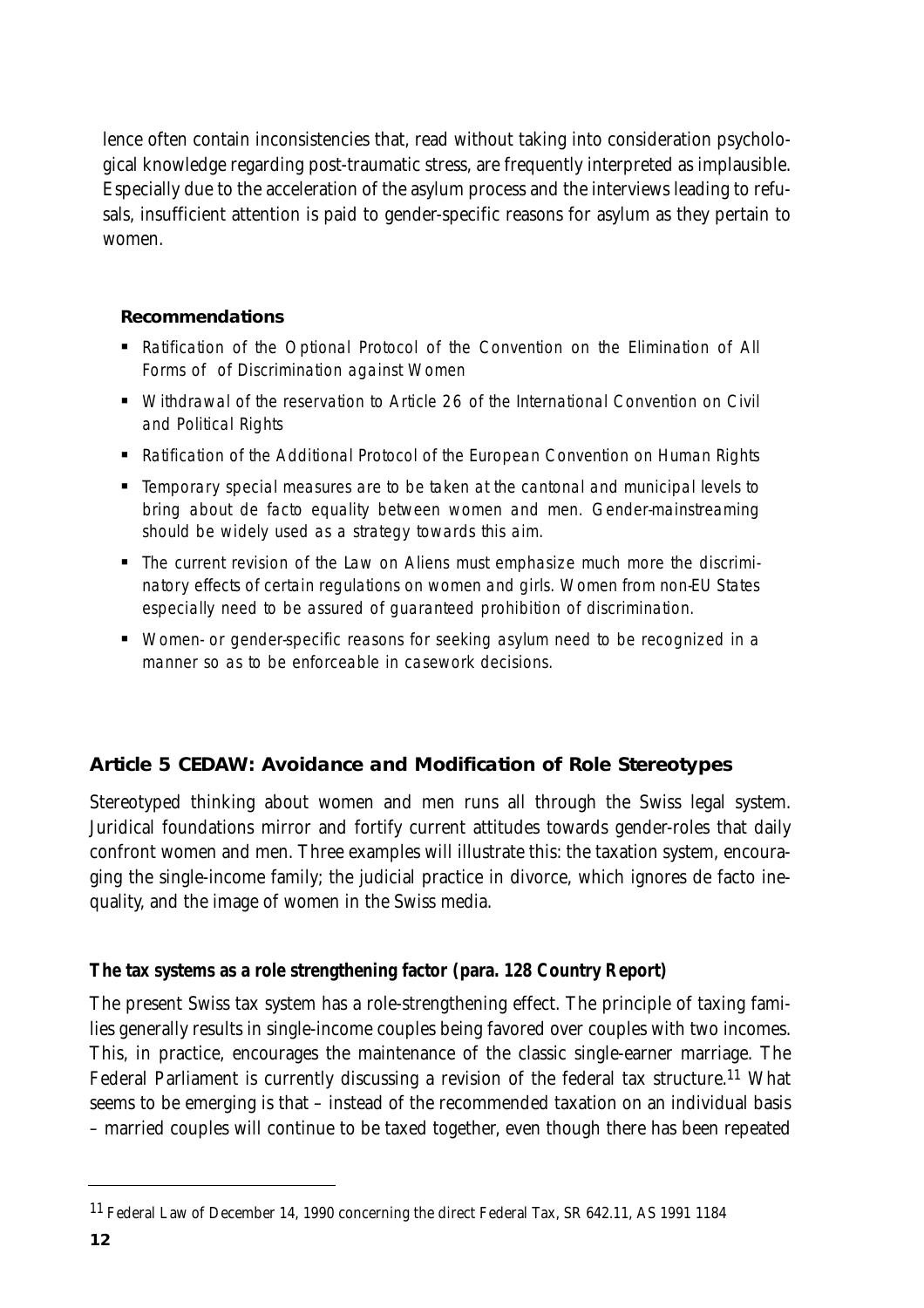lence often contain inconsistencies that, read without taking into consideration psychological knowledge regarding post-traumatic stress, are frequently interpreted as implausible. Especially due to the acceleration of the asylum process and the interviews leading to refusals, insufficient attention is paid to gender-specific reasons for asylum as they pertain to women.

**Recommendations**

- *Ratification of the Optional Protocol of the Convention on the Elimination of All Forms of of Discrimination against Women*
- *Withdrawal of the reservation to Article 26 of the International Convention on Civil and Political Rights*
- *Ratification of the Additional Protocol of the European Convention on Human Rights*
- *Temporary special measures are to be taken at the cantonal and municipal levels to bring about de facto equality between women and men. Gender-mainstreaming should be widely used as a strategy towards this aim.*
- *The current revision of the Law on Aliens must emphasize much more the discriminatory effects of certain regulations on women and girls. Women from non-EU States especially need to be assured of guaranteed prohibition of discrimination.*
- *Women- or gender-specific reasons for seeking asylum need to be recognized in a manner so as to be enforceable in casework decisions.*

## Article 5 CEDAW: Avoidance and Modification of Role Stereotypes

Stereotyped thinking about women and men runs all through the Swiss legal system. Juridical foundations mirror and fortify current attitudes towards gender-roles that daily confront women and men. Three examples will illustrate this: the taxation system, encouraging the single-income family; the judicial practice in divorce, which ignores de facto inequality, and the image of women in the Swiss media.

### The tax systems as a role strengthening factor (para. 128 Country Report)

The present Swiss tax system has a role-strengthening effect. The principle of taxing families generally results in single-income couples being favored over couples with two incomes. This, in practice, encourages the maintenance of the classic single-earner marriage. The Federal Parliament is currently discussing a revision of the federal tax structure.[11] What seems to be emerging is that – instead of the recommended taxation on an individual basis – married couples will continue to be taxed together, even though there has been repeated

[11] Federal Law of December 14, 1990 concerning the direct Federal Tax, SR 642.11, AS 1991 1184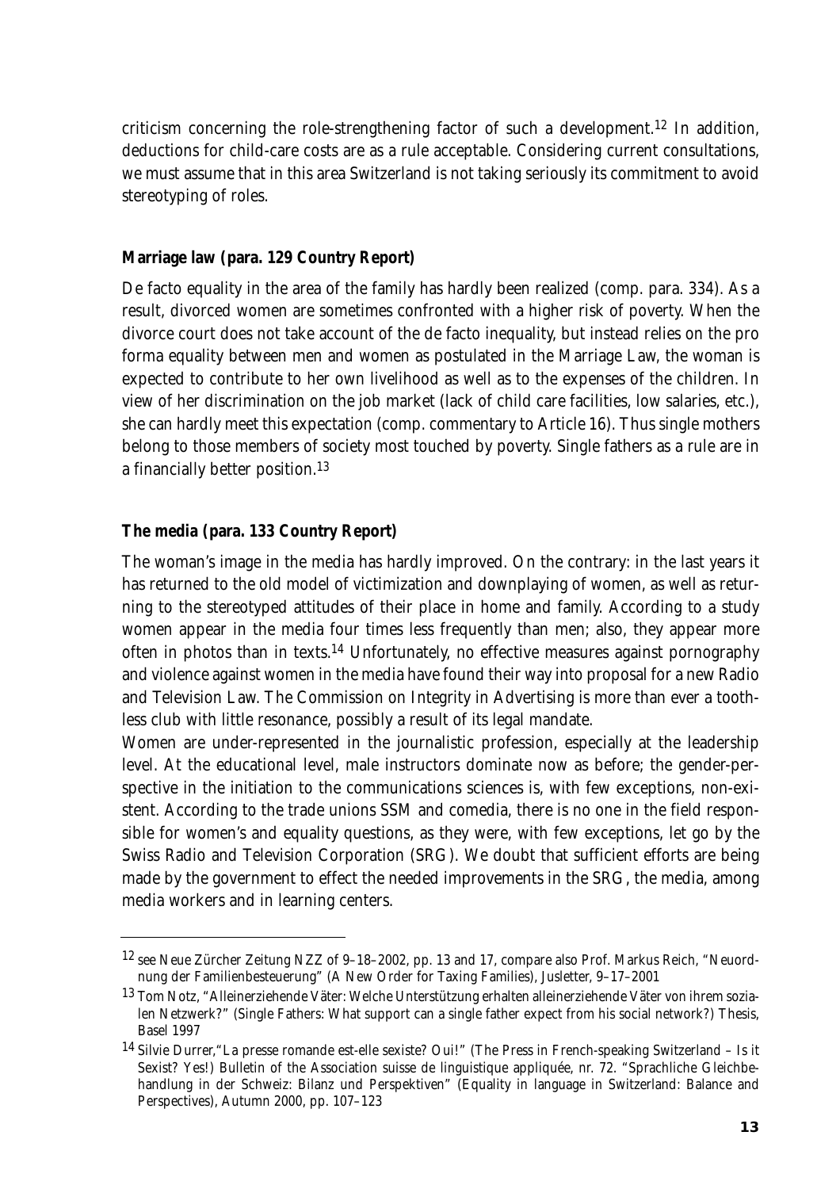criticism concerning the role-strengthening factor of such a development.[12] In addition, deductions for child-care costs are as a rule acceptable. Considering current consultations, we must assume that in this area Switzerland is not taking seriously its commitment to avoid stereotyping of roles.

**Marriage law (para. 129 Country Report)**

De facto equality in the area of the family has hardly been realized (comp. para. 334). As a result, divorced women are sometimes confronted with a higher risk of poverty. When the divorce court does not take account of the de facto inequality, but instead relies on the pro forma equality between men and women as postulated in the Marriage Law, the woman is expected to contribute to her own livelihood as well as to the expenses of the children. In view of her discrimination on the job market (lack of child care facilities, low salaries, etc.), she can hardly meet this expectation (comp. commentary to Article 16). Thus single mothers belong to those members of society most touched by poverty. Single fathers as a rule are in a financially better position.[13]

**The media (para. 133 Country Report)**

The woman's image in the media has hardly improved. On the contrary: in the last years it has returned to the old model of victimization and downplaying of women, as well as returning to the stereotyped attitudes of their place in home and family. According to a study women appear in the media four times less frequently than men; also, they appear more often in photos than in texts.[14] Unfortunately, no effective measures against pornography and violence against women in the media have found their way into proposal for a new Radio and Television Law. The Commission on Integrity in Advertising is more than ever a toothless club with little resonance, possibly a result of its legal mandate.

Women are under-represented in the journalistic profession, especially at the leadership level. At the educational level, male instructors dominate now as before; the gender-perspective in the initiation to the communications sciences is, with few exceptions, non-existent. According to the trade unions SSM and comedia, there is no one in the field responsible for women's and equality questions, as they were, with few exceptions, let go by the Swiss Radio and Television Corporation (SRG). We doubt that sufficient efforts are being made by the government to effect the needed improvements in the SRG, the media, among media workers and in learning centers.

---

[12] see Neue Zürcher Zeitung NZZ of 9–18–2002, pp. 13 and 17, compare also Prof. Markus Reich, "Neuordnung der Familienbesteuerung" (A New Order for Taxing Families), Jusletter, 9–17–2001

[13] Tom Notz, "Alleinerziehende Väter: Welche Unterstützung erhalten alleinerziehende Väter von ihrem sozialen Netzwerk?" (Single Fathers: What support can a single father expect from his social network?) Thesis, Basel 1997

[14] Silvie Durrer,"La presse romande est-elle sexiste? Oui!" (The Press in French-speaking Switzerland – Is it Sexist? Yes!) Bulletin of the Association suisse de linguistique appliquée, nr. 72. "Sprachliche Gleichbehandlung in der Schweiz: Bilanz und Perspektiven" (Equality in language in Switzerland: Balance and Perspectives), Autumn 2000, pp. 107–123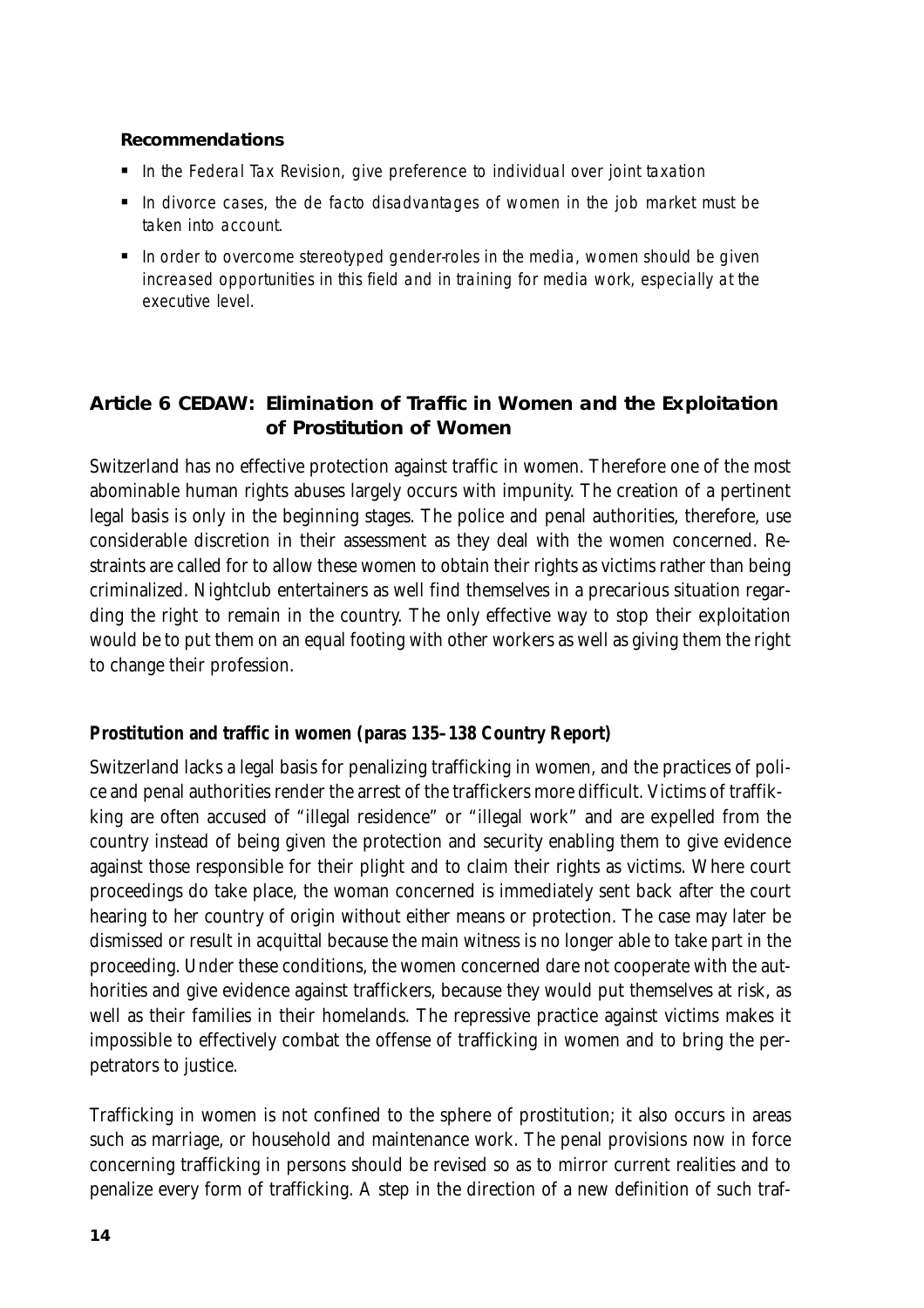**Recommendations**

- *In the Federal Tax Revision, give preference to individual over joint taxation*
- *In divorce cases, the de facto disadvantages of women in the job market must be taken into account.*
- *In order to overcome stereotyped gender-roles in the media, women should be given increased opportunities in this field and in training for media work, especially at the executive level.*

## Article 6 CEDAW: Elimination of Traffic in Women and the Exploitation of Prostitution of Women

Switzerland has no effective protection against traffic in women. Therefore one of the most abominable human rights abuses largely occurs with impunity. The creation of a pertinent legal basis is only in the beginning stages. The police and penal authorities, therefore, use considerable discretion in their assessment as they deal with the women concerned. Restraints are called for to allow these women to obtain their rights as victims rather than being criminalized. Nightclub entertainers as well find themselves in a precarious situation regarding the right to remain in the country. The only effective way to stop their exploitation would be to put them on an equal footing with other workers as well as giving them the right to change their profession.

### Prostitution and traffic in women (paras 135–138 Country Report)

Switzerland lacks a legal basis for penalizing trafficking in women, and the practices of police and penal authorities render the arrest of the traffickers more difficult. Victims of traffikking are often accused of "illegal residence" or "illegal work" and are expelled from the country instead of being given the protection and security enabling them to give evidence against those responsible for their plight and to claim their rights as victims. Where court proceedings do take place, the woman concerned is immediately sent back after the court hearing to her country of origin without either means or protection. The case may later be dismissed or result in acquittal because the main witness is no longer able to take part in the proceeding. Under these conditions, the women concerned dare not cooperate with the authorities and give evidence against traffickers, because they would put themselves at risk, as well as their families in their homelands. The repressive practice against victims makes it impossible to effectively combat the offense of trafficking in women and to bring the perpetrators to justice.

Trafficking in women is not confined to the sphere of prostitution; it also occurs in areas such as marriage, or household and maintenance work. The penal provisions now in force concerning trafficking in persons should be revised so as to mirror current realities and to penalize every form of trafficking. A step in the direction of a new definition of such traf-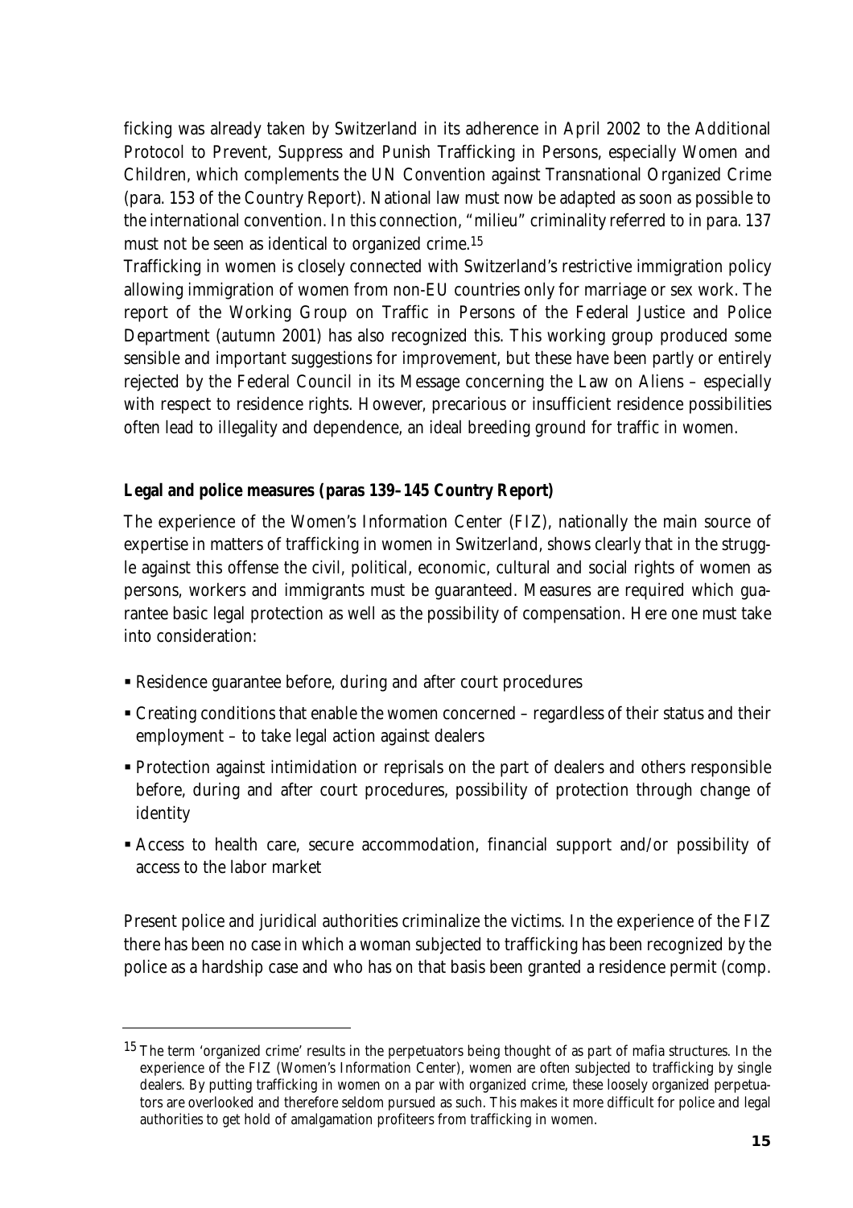ficking was already taken by Switzerland in its adherence in April 2002 to the Additional Protocol to Prevent, Suppress and Punish Trafficking in Persons, especially Women and Children, which complements the UN Convention against Transnational Organized Crime (para. 153 of the Country Report). National law must now be adapted as soon as possible to the international convention. In this connection, "milieu" criminality referred to in para. 137 must not be seen as identical to organized crime.[15]

Trafficking in women is closely connected with Switzerland's restrictive immigration policy allowing immigration of women from non-EU countries only for marriage or sex work. The report of the Working Group on Traffic in Persons of the Federal Justice and Police Department (autumn 2001) has also recognized this. This working group produced some sensible and important suggestions for improvement, but these have been partly or entirely rejected by the Federal Council in its Message concerning the Law on Aliens – especially with respect to residence rights. However, precarious or insufficient residence possibilities often lead to illegality and dependence, an ideal breeding ground for traffic in women.

**Legal and police measures (paras 139–145 Country Report)**

The experience of the Women's Information Center (FIZ), nationally the main source of expertise in matters of trafficking in women in Switzerland, shows clearly that in the struggle against this offense the civil, political, economic, cultural and social rights of women as persons, workers and immigrants must be guaranteed. Measures are required which guarantee basic legal protection as well as the possibility of compensation. Here one must take into consideration:

- Residence guarantee before, during and after court procedures
- Creating conditions that enable the women concerned – regardless of their status and their employment – to take legal action against dealers
- Protection against intimidation or reprisals on the part of dealers and others responsible before, during and after court procedures, possibility of protection through change of identity
- Access to health care, secure accommodation, financial support and/or possibility of access to the labor market

Present police and juridical authorities criminalize the victims. In the experience of the FIZ there has been no case in which a woman subjected to trafficking has been recognized by the police as a hardship case and who has on that basis been granted a residence permit (comp.

[15] The term 'organized crime' results in the perpetuators being thought of as part of mafia structures. In the experience of the FIZ (Women's Information Center), women are often subjected to trafficking by single dealers. By putting trafficking in women on a par with organized crime, these loosely organized perpetuators are overlooked and therefore seldom pursued as such. This makes it more difficult for police and legal authorities to get hold of amalgamation profiteers from trafficking in women.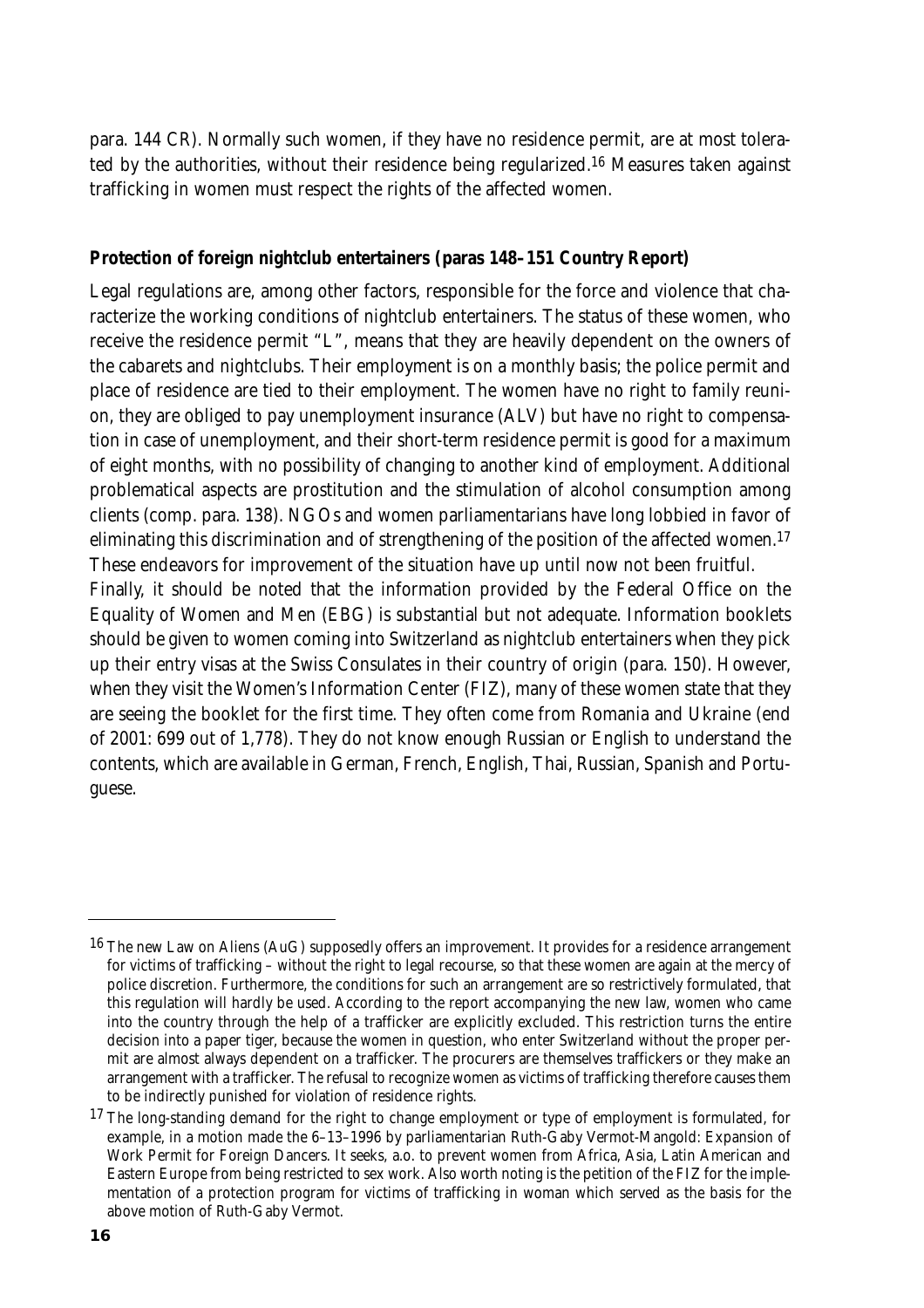para. 144 CR). Normally such women, if they have no residence permit, are at most tolerated by the authorities, without their residence being regularized.[16] Measures taken against trafficking in women must respect the rights of the affected women.

**Protection of foreign nightclub entertainers (paras 148–151 Country Report)**

Legal regulations are, among other factors, responsible for the force and violence that characterize the working conditions of nightclub entertainers. The status of these women, who receive the residence permit "L", means that they are heavily dependent on the owners of the cabarets and nightclubs. Their employment is on a monthly basis; the police permit and place of residence are tied to their employment. The women have no right to family reunion, they are obliged to pay unemployment insurance (ALV) but have no right to compensation in case of unemployment, and their short-term residence permit is good for a maximum of eight months, with no possibility of changing to another kind of employment. Additional problematical aspects are prostitution and the stimulation of alcohol consumption among clients (comp. para. 138). NGOs and women parliamentarians have long lobbied in favor of eliminating this discrimination and of strengthening of the position of the affected women.[17] These endeavors for improvement of the situation have up until now not been fruitful.

Finally, it should be noted that the information provided by the Federal Office on the Equality of Women and Men (EBG) is substantial but not adequate. Information booklets should be given to women coming into Switzerland as nightclub entertainers when they pick up their entry visas at the Swiss Consulates in their country of origin (para. 150). However, when they visit the Women's Information Center (FIZ), many of these women state that they are seeing the booklet for the first time. They often come from Romania and Ukraine (end of 2001: 699 out of 1,778). They do not know enough Russian or English to understand the contents, which are available in German, French, English, Thai, Russian, Spanish and Portuguese.

---

[16] The new Law on Aliens (AuG) supposedly offers an improvement. It provides for a residence arrangement for victims of trafficking – without the right to legal recourse, so that these women are again at the mercy of police discretion. Furthermore, the conditions for such an arrangement are so restrictively formulated, that this regulation will hardly be used. According to the report accompanying the new law, women who came into the country through the help of a trafficker are explicitly excluded. This restriction turns the entire decision into a paper tiger, because the women in question, who enter Switzerland without the proper permit are almost always dependent on a trafficker. The procurers are themselves traffickers or they make an arrangement with a trafficker. The refusal to recognize women as victims of trafficking therefore causes them to be indirectly punished for violation of residence rights.

[17] The long-standing demand for the right to change employment or type of employment is formulated, for example, in a motion made the 6–13–1996 by parliamentarian Ruth-Gaby Vermot-Mangold: Expansion of Work Permit for Foreign Dancers. It seeks, a.o. to prevent women from Africa, Asia, Latin American and Eastern Europe from being restricted to sex work. Also worth noting is the petition of the FIZ for the implementation of a protection program for victims of trafficking in woman which served as the basis for the above motion of Ruth-Gaby Vermot.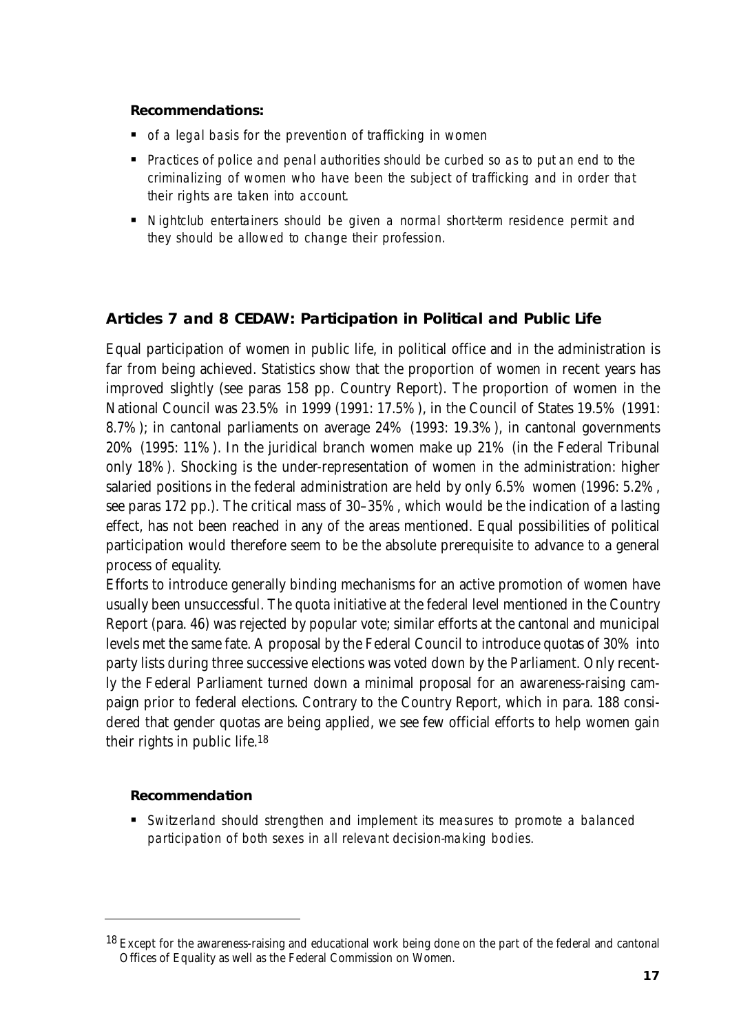**Recommendations:**

- *of a legal basis for the prevention of trafficking in women*
- *Practices of police and penal authorities should be curbed so as to put an end to the criminalizing of women who have been the subject of trafficking and in order that their rights are taken into account.*
- *Nightclub entertainers should be given a normal short-term residence permit and they should be allowed to change their profession.*

### Articles 7 and 8 CEDAW: Participation in Political and Public Life

Equal participation of women in public life, in political office and in the administration is far from being achieved. Statistics show that the proportion of women in recent years has improved slightly (see paras 158 pp. Country Report). The proportion of women in the National Council was 23.5% in 1999 (1991: 17.5%), in the Council of States 19.5% (1991: 8.7%); in cantonal parliaments on average 24% (1993: 19.3%), in cantonal governments 20% (1995: 11%). In the juridical branch women make up 21% (in the Federal Tribunal only 18%). Shocking is the under-representation of women in the administration: higher salaried positions in the federal administration are held by only 6.5% women (1996: 5.2%, see paras 172 pp.). The critical mass of 30–35%, which would be the indication of a lasting effect, has not been reached in any of the areas mentioned. Equal possibilities of political participation would therefore seem to be the absolute prerequisite to advance to a general process of equality.

Efforts to introduce generally binding mechanisms for an active promotion of women have usually been unsuccessful. The quota initiative at the federal level mentioned in the Country Report (para. 46) was rejected by popular vote; similar efforts at the cantonal and municipal levels met the same fate. A proposal by the Federal Council to introduce quotas of 30% into party lists during three successive elections was voted down by the Parliament. Only recently the Federal Parliament turned down a minimal proposal for an awareness-raising campaign prior to federal elections. Contrary to the Country Report, which in para. 188 considered that gender quotas are being applied, we see few official efforts to help women gain their rights in public life.[18]

**Recommendation**

- *Switzerland should strengthen and implement its measures to promote a balanced participation of both sexes in all relevant decision-making bodies.*

---

[18] Except for the awareness-raising and educational work being done on the part of the federal and cantonal Offices of Equality as well as the Federal Commission on Women.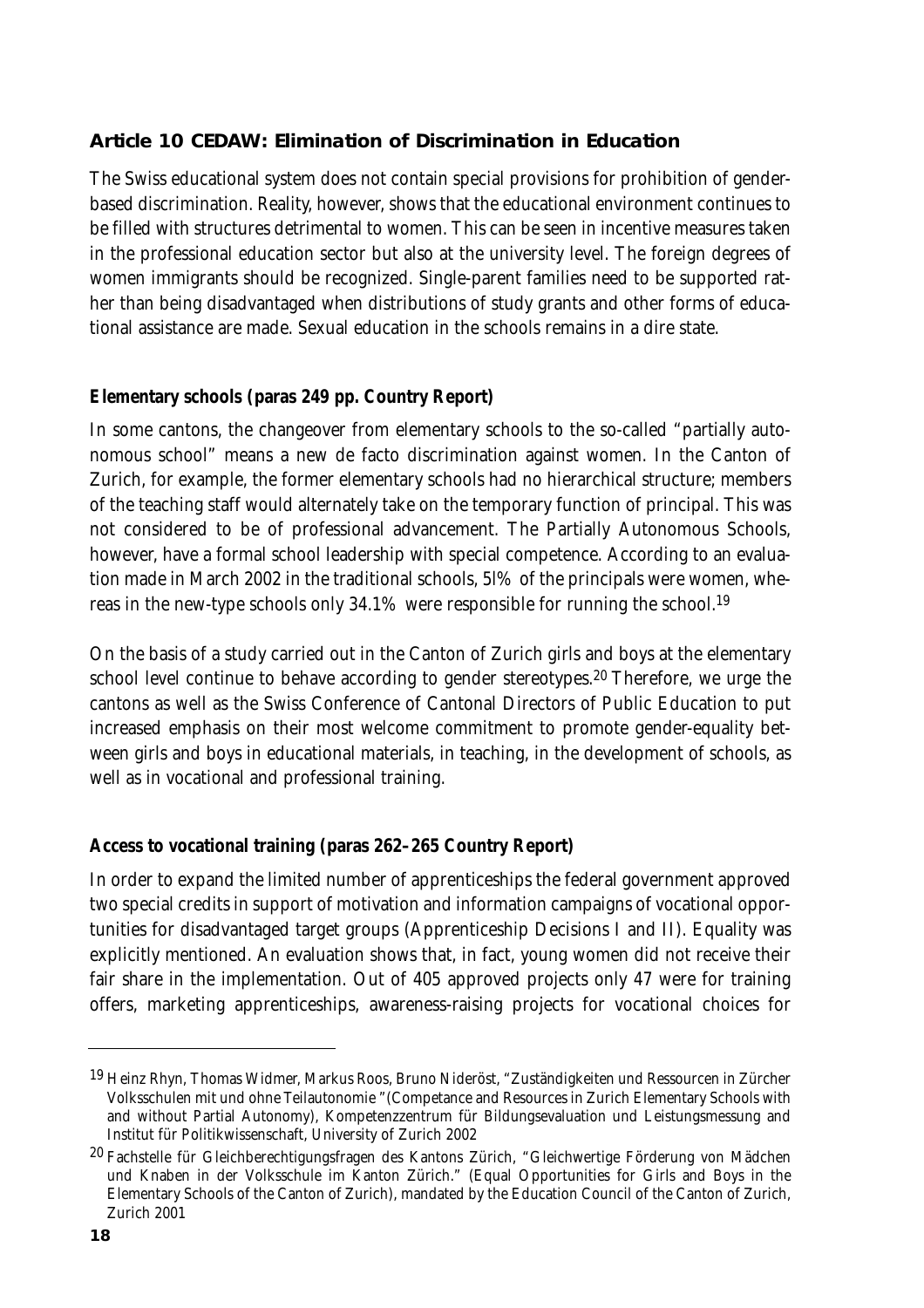## Article 10 CEDAW: Elimination of Discrimination in Education

The Swiss educational system does not contain special provisions for prohibition of gender-based discrimination. Reality, however, shows that the educational environment continues to be filled with structures detrimental to women. This can be seen in incentive measures taken in the professional education sector but also at the university level. The foreign degrees of women immigrants should be recognized. Single-parent families need to be supported rather than being disadvantaged when distributions of study grants and other forms of educational assistance are made. Sexual education in the schools remains in a dire state.

### Elementary schools (paras 249 pp. Country Report)

In some cantons, the changeover from elementary schools to the so-called "partially autonomous school" means a new de facto discrimination against women. In the Canton of Zurich, for example, the former elementary schools had no hierarchical structure; members of the teaching staff would alternately take on the temporary function of principal. This was not considered to be of professional advancement. The Partially Autonomous Schools, however, have a formal school leadership with special competence. According to an evaluation made in March 2002 in the traditional schools, 5l% of the principals were women, whereas in the new-type schools only 34.1% were responsible for running the school.[19]

On the basis of a study carried out in the Canton of Zurich girls and boys at the elementary school level continue to behave according to gender stereotypes.[20] Therefore, we urge the cantons as well as the Swiss Conference of Cantonal Directors of Public Education to put increased emphasis on their most welcome commitment to promote gender-equality between girls and boys in educational materials, in teaching, in the development of schools, as well as in vocational and professional training.

### Access to vocational training (paras 262–265 Country Report)

In order to expand the limited number of apprenticeships the federal government approved two special credits in support of motivation and information campaigns of vocational opportunities for disadvantaged target groups (Apprenticeship Decisions I and II). Equality was explicitly mentioned. An evaluation shows that, in fact, young women did not receive their fair share in the implementation. Out of 405 approved projects only 47 were for training offers, marketing apprenticeships, awareness-raising projects for vocational choices for

---

[19] Heinz Rhyn, Thomas Widmer, Markus Roos, Bruno Nideröst, "Zuständigkeiten und Ressourcen in Zürcher Volksschulen mit und ohne Teilautonomie "(Competance and Resources in Zurich Elementary Schools with and without Partial Autonomy), Kompetenzzentrum für Bildungsevaluation und Leistungsmessung and Institut für Politikwissenschaft, University of Zurich 2002

[20] Fachstelle für Gleichberechtigungsfragen des Kantons Zürich, "Gleichwertige Förderung von Mädchen und Knaben in der Volksschule im Kanton Zürich." (Equal Opportunities for Girls and Boys in the Elementary Schools of the Canton of Zurich), mandated by the Education Council of the Canton of Zurich, Zurich 2001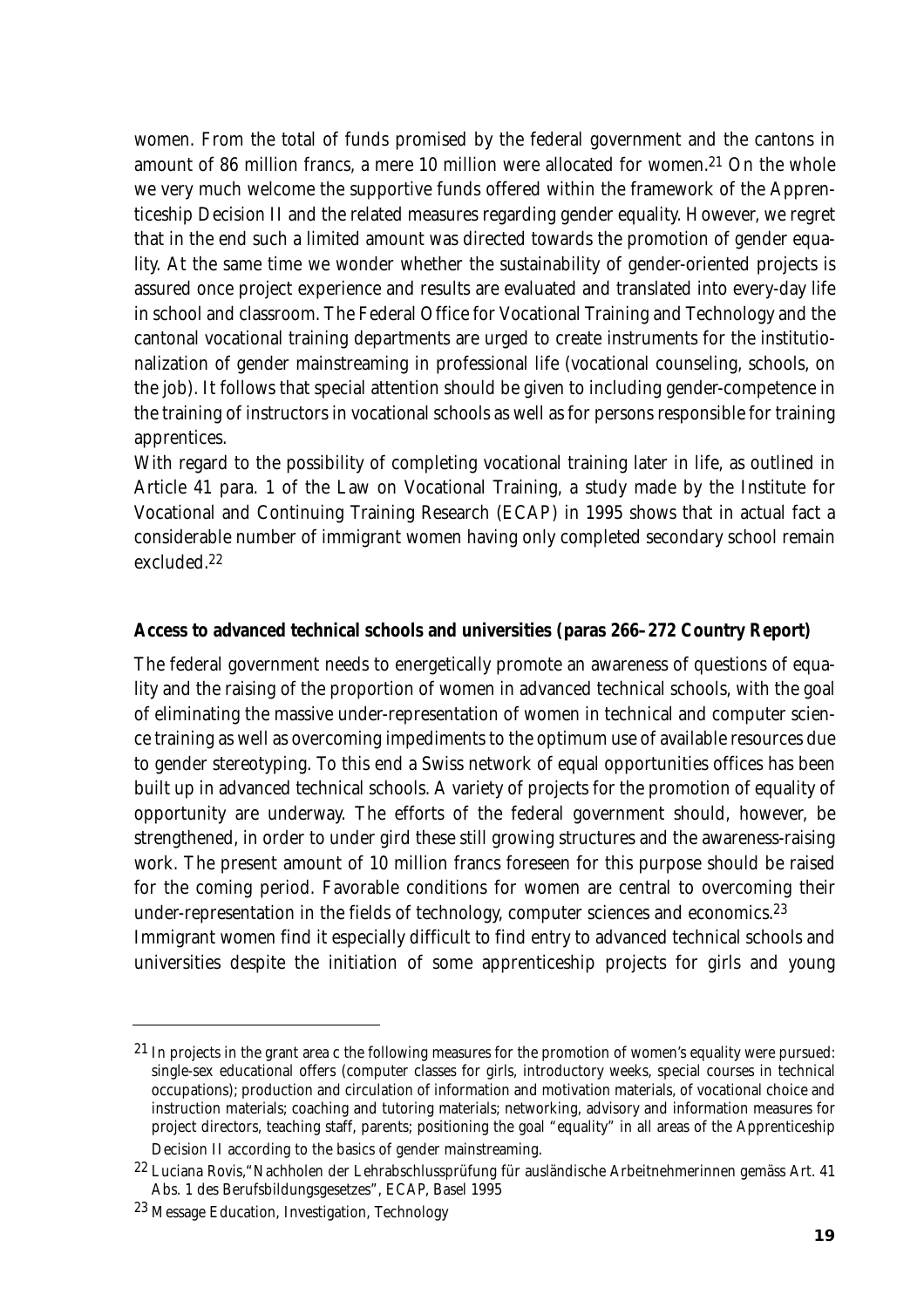women. From the total of funds promised by the federal government and the cantons in amount of 86 million francs, a mere 10 million were allocated for women.[21] On the whole we very much welcome the supportive funds offered within the framework of the Apprenticeship Decision II and the related measures regarding gender equality. However, we regret that in the end such a limited amount was directed towards the promotion of gender equality. At the same time we wonder whether the sustainability of gender-oriented projects is assured once project experience and results are evaluated and translated into every-day life in school and classroom. The Federal Office for Vocational Training and Technology and the cantonal vocational training departments are urged to create instruments for the institutionalization of gender mainstreaming in professional life (vocational counseling, schools, on the job). It follows that special attention should be given to including gender-competence in the training of instructors in vocational schools as well as for persons responsible for training apprentices.

With regard to the possibility of completing vocational training later in life, as outlined in Article 41 para. 1 of the Law on Vocational Training, a study made by the Institute for Vocational and Continuing Training Research (ECAP) in 1995 shows that in actual fact a considerable number of immigrant women having only completed secondary school remain excluded.[22]

**Access to advanced technical schools and universities (paras 266–272 Country Report)**

The federal government needs to energetically promote an awareness of questions of equality and the raising of the proportion of women in advanced technical schools, with the goal of eliminating the massive under-representation of women in technical and computer science training as well as overcoming impediments to the optimum use of available resources due to gender stereotyping. To this end a Swiss network of equal opportunities offices has been built up in advanced technical schools. A variety of projects for the promotion of equality of opportunity are underway. The efforts of the federal government should, however, be strengthened, in order to under gird these still growing structures and the awareness-raising work. The present amount of 10 million francs foreseen for this purpose should be raised for the coming period. Favorable conditions for women are central to overcoming their under-representation in the fields of technology, computer sciences and economics.[23]

Immigrant women find it especially difficult to find entry to advanced technical schools and universities despite the initiation of some apprenticeship projects for girls and young

---

[21] In projects in the grant area c the following measures for the promotion of women's equality were pursued: single-sex educational offers (computer classes for girls, introductory weeks, special courses in technical occupations); production and circulation of information and motivation materials, of vocational choice and instruction materials; coaching and tutoring materials; networking, advisory and information measures for project directors, teaching staff, parents; positioning the goal "equality" in all areas of the Apprenticeship Decision II according to the basics of gender mainstreaming.

[22] Luciana Rovis,"Nachholen der Lehrabschlussprüfung für ausländische Arbeitnehmerinnen gemäss Art. 41 Abs. 1 des Berufsbildungsgesetzes", ECAP, Basel 1995

[23] Message Education, Investigation, Technology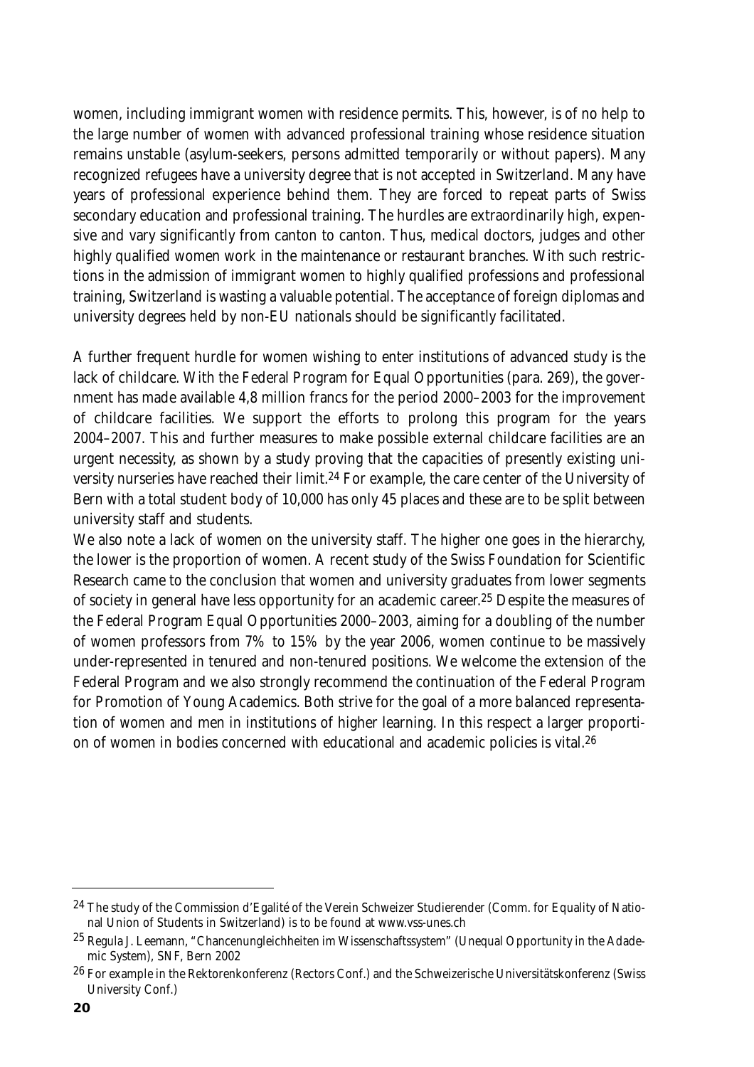women, including immigrant women with residence permits. This, however, is of no help to the large number of women with advanced professional training whose residence situation remains unstable (asylum-seekers, persons admitted temporarily or without papers). Many recognized refugees have a university degree that is not accepted in Switzerland. Many have years of professional experience behind them. They are forced to repeat parts of Swiss secondary education and professional training. The hurdles are extraordinarily high, expensive and vary significantly from canton to canton. Thus, medical doctors, judges and other highly qualified women work in the maintenance or restaurant branches. With such restrictions in the admission of immigrant women to highly qualified professions and professional training, Switzerland is wasting a valuable potential. The acceptance of foreign diplomas and university degrees held by non-EU nationals should be significantly facilitated.

A further frequent hurdle for women wishing to enter institutions of advanced study is the lack of childcare. With the Federal Program for Equal Opportunities (para. 269), the government has made available 4,8 million francs for the period 2000–2003 for the improvement of childcare facilities. We support the efforts to prolong this program for the years 2004–2007. This and further measures to make possible external childcare facilities are an urgent necessity, as shown by a study proving that the capacities of presently existing university nurseries have reached their limit.[24] For example, the care center of the University of Bern with a total student body of 10,000 has only 45 places and these are to be split between university staff and students.

We also note a lack of women on the university staff. The higher one goes in the hierarchy, the lower is the proportion of women. A recent study of the Swiss Foundation for Scientific Research came to the conclusion that women and university graduates from lower segments of society in general have less opportunity for an academic career.[25] Despite the measures of the Federal Program Equal Opportunities 2000–2003, aiming for a doubling of the number of women professors from 7% to 15% by the year 2006, women continue to be massively under-represented in tenured and non-tenured positions. We welcome the extension of the Federal Program and we also strongly recommend the continuation of the Federal Program for Promotion of Young Academics. Both strive for the goal of a more balanced representation of women and men in institutions of higher learning. In this respect a larger proportion of women in bodies concerned with educational and academic policies is vital.[26]

---

[24] The study of the Commission d'Egalité of the Verein Schweizer Studierender (Comm. for Equality of National Union of Students in Switzerland) is to be found at www.vss-unes.ch

[25] Regula J. Leemann, "Chancenungleichheiten im Wissenschaftssystem" (Unequal Opportunity in the Adademic System), SNF, Bern 2002

[26] For example in the Rektorenkonferenz (Rectors Conf.) and the Schweizerische Universitätskonferenz (Swiss University Conf.)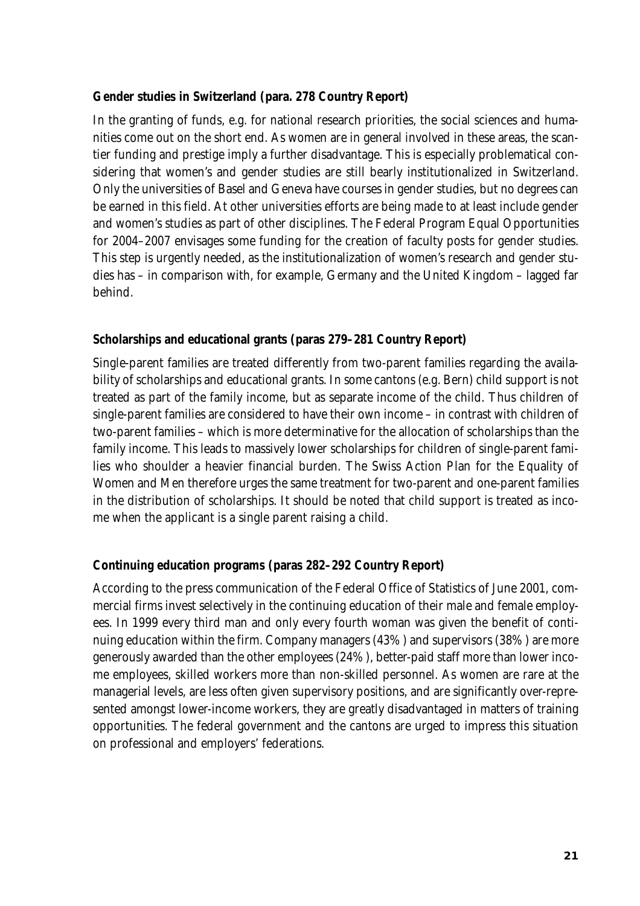**Gender studies in Switzerland (para. 278 Country Report)**

In the granting of funds, e.g. for national research priorities, the social sciences and humanities come out on the short end. As women are in general involved in these areas, the scantier funding and prestige imply a further disadvantage. This is especially problematical considering that women's and gender studies are still bearly institutionalized in Switzerland. Only the universities of Basel and Geneva have courses in gender studies, but no degrees can be earned in this field. At other universities efforts are being made to at least include gender and women's studies as part of other disciplines. The Federal Program Equal Opportunities for 2004–2007 envisages some funding for the creation of faculty posts for gender studies. This step is urgently needed, as the institutionalization of women's research and gender studies has – in comparison with, for example, Germany and the United Kingdom – lagged far behind.

**Scholarships and educational grants (paras 279–281 Country Report)**

Single-parent families are treated differently from two-parent families regarding the availability of scholarships and educational grants. In some cantons (e.g. Bern) child support is not treated as part of the family income, but as separate income of the child. Thus children of single-parent families are considered to have their own income – in contrast with children of two-parent families – which is more determinative for the allocation of scholarships than the family income. This leads to massively lower scholarships for children of single-parent families who shoulder a heavier financial burden. The Swiss Action Plan for the Equality of Women and Men therefore urges the same treatment for two-parent and one-parent families in the distribution of scholarships. It should be noted that child support is treated as income when the applicant is a single parent raising a child.

**Continuing education programs (paras 282–292 Country Report)**

According to the press communication of the Federal Office of Statistics of June 2001, commercial firms invest selectively in the continuing education of their male and female employees. In 1999 every third man and only every fourth woman was given the benefit of continuing education within the firm. Company managers (43%) and supervisors (38%) are more generously awarded than the other employees (24%), better-paid staff more than lower income employees, skilled workers more than non-skilled personnel. As women are rare at the managerial levels, are less often given supervisory positions, and are significantly over-represented amongst lower-income workers, they are greatly disadvantaged in matters of training opportunities. The federal government and the cantons are urged to impress this situation on professional and employers' federations.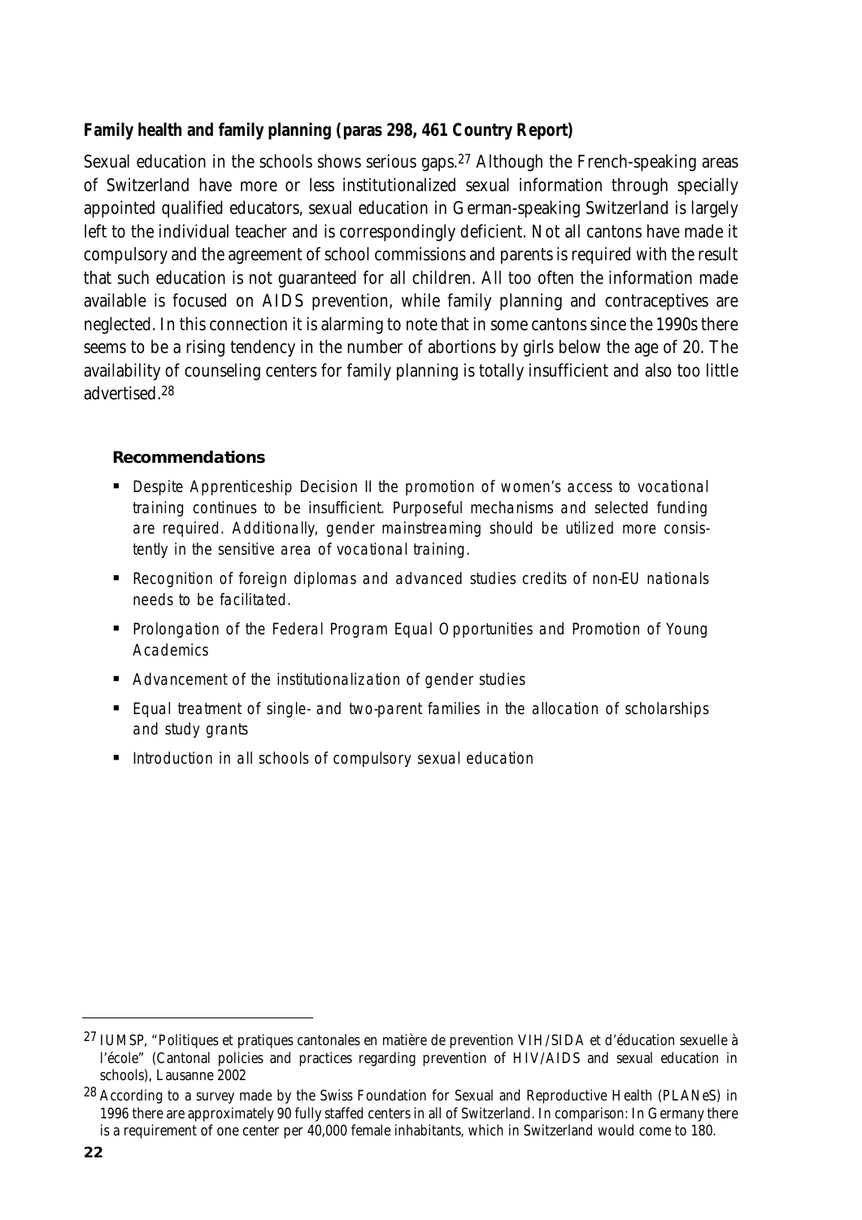**Family health and family planning (paras 298, 461 Country Report)**

Sexual education in the schools shows serious gaps.[27] Although the French-speaking areas of Switzerland have more or less institutionalized sexual information through specially appointed qualified educators, sexual education in German-speaking Switzerland is largely left to the individual teacher and is correspondingly deficient. Not all cantons have made it compulsory and the agreement of school commissions and parents is required with the result that such education is not guaranteed for all children. All too often the information made available is focused on AIDS prevention, while family planning and contraceptives are neglected. In this connection it is alarming to note that in some cantons since the 1990s there seems to be a rising tendency in the number of abortions by girls below the age of 20. The availability of counseling centers for family planning is totally insufficient and also too little advertised.[28]

### Recommendations

- *Despite Apprenticeship Decision II the promotion of women's access to vocational training continues to be insufficient. Purposeful mechanisms and selected funding are required. Additionally, gender mainstreaming should be utilized more consistently in the sensitive area of vocational training.*
- *Recognition of foreign diplomas and advanced studies credits of non-EU nationals needs to be facilitated.*
- *Prolongation of the Federal Program Equal Opportunities and Promotion of Young Academics*
- *Advancement of the institutionalization of gender studies*
- *Equal treatment of single- and two-parent families in the allocation of scholarships and study grants*
- *Introduction in all schools of compulsory sexual education*

---

[27] IUMSP, "Politiques et pratiques cantonales en matière de prevention VIH/SIDA et d'éducation sexuelle à l'école" (Cantonal policies and practices regarding prevention of HIV/AIDS and sexual education in schools), Lausanne 2002

[28] According to a survey made by the Swiss Foundation for Sexual and Reproductive Health (PLANeS) in 1996 there are approximately 90 fully staffed centers in all of Switzerland. In comparison: In Germany there is a requirement of one center per 40,000 female inhabitants, which in Switzerland would come to 180.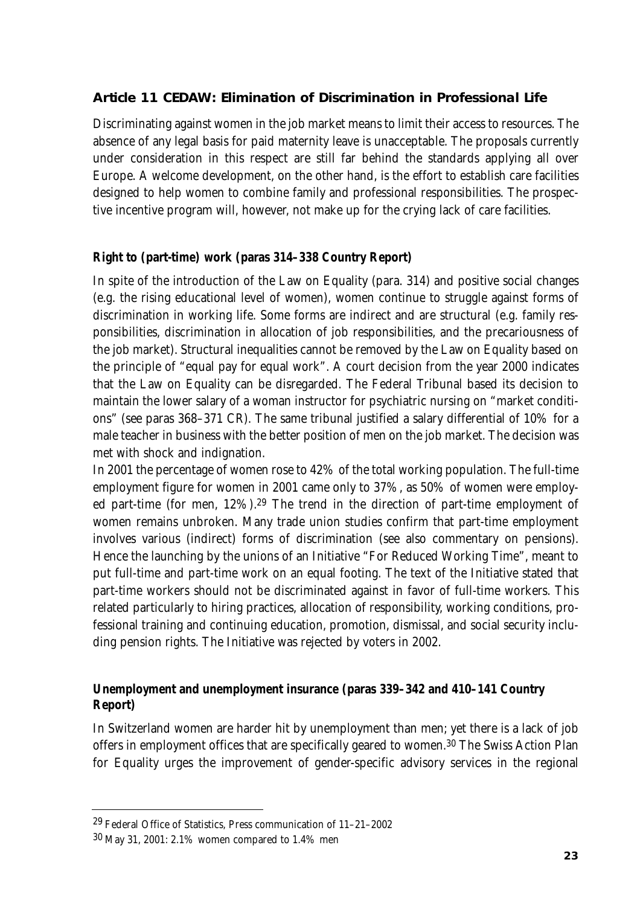## Article 11 CEDAW: Elimination of Discrimination in Professional Life

Discriminating against women in the job market means to limit their access to resources. The absence of any legal basis for paid maternity leave is unacceptable. The proposals currently under consideration in this respect are still far behind the standards applying all over Europe. A welcome development, on the other hand, is the effort to establish care facilities designed to help women to combine family and professional responsibilities. The prospective incentive program will, however, not make up for the crying lack of care facilities.

### Right to (part-time) work (paras 314–338 Country Report)

In spite of the introduction of the Law on Equality (para. 314) and positive social changes (e.g. the rising educational level of women), women continue to struggle against forms of discrimination in working life. Some forms are indirect and are structural (e.g. family responsibilities, discrimination in allocation of job responsibilities, and the precariousness of the job market). Structural inequalities cannot be removed by the Law on Equality based on the principle of "equal pay for equal work". A court decision from the year 2000 indicates that the Law on Equality can be disregarded. The Federal Tribunal based its decision to maintain the lower salary of a woman instructor for psychiatric nursing on "market conditions" (see paras 368–371 CR). The same tribunal justified a salary differential of 10% for a male teacher in business with the better position of men on the job market. The decision was met with shock and indignation.

In 2001 the percentage of women rose to 42% of the total working population. The full-time employment figure for women in 2001 came only to 37%, as 50% of women were employed part-time (for men, 12%).[29] The trend in the direction of part-time employment of women remains unbroken. Many trade union studies confirm that part-time employment involves various (indirect) forms of discrimination (see also commentary on pensions). Hence the launching by the unions of an Initiative "For Reduced Working Time", meant to put full-time and part-time work on an equal footing. The text of the Initiative stated that part-time workers should not be discriminated against in favor of full-time workers. This related particularly to hiring practices, allocation of responsibility, working conditions, professional training and continuing education, promotion, dismissal, and social security including pension rights. The Initiative was rejected by voters in 2002.

### Unemployment and unemployment insurance (paras 339–342 and 410–141 Country Report)

In Switzerland women are harder hit by unemployment than men; yet there is a lack of job offers in employment offices that are specifically geared to women.[30] The Swiss Action Plan for Equality urges the improvement of gender-specific advisory services in the regional

---

[29] Federal Office of Statistics, Press communication of 11–21–2002

[30] May 31, 2001: 2.1% women compared to 1.4% men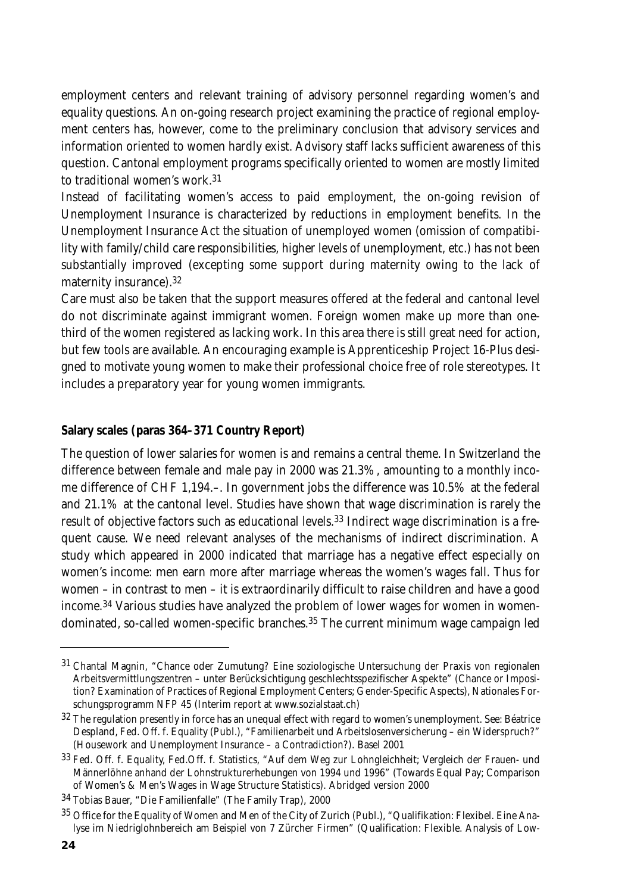employment centers and relevant training of advisory personnel regarding women's and equality questions. An on-going research project examining the practice of regional employment centers has, however, come to the preliminary conclusion that advisory services and information oriented to women hardly exist. Advisory staff lacks sufficient awareness of this question. Cantonal employment programs specifically oriented to women are mostly limited to traditional women's work.[31]

Instead of facilitating women's access to paid employment, the on-going revision of Unemployment Insurance is characterized by reductions in employment benefits. In the Unemployment Insurance Act the situation of unemployed women (omission of compatibility with family/child care responsibilities, higher levels of unemployment, etc.) has not been substantially improved (excepting some support during maternity owing to the lack of maternity insurance).[32]

Care must also be taken that the support measures offered at the federal and cantonal level do not discriminate against immigrant women. Foreign women make up more than one-third of the women registered as lacking work. In this area there is still great need for action, but few tools are available. An encouraging example is Apprenticeship Project 16-Plus designed to motivate young women to make their professional choice free of role stereotypes. It includes a preparatory year for young women immigrants.

**Salary scales (paras 364–371 Country Report)**

The question of lower salaries for women is and remains a central theme. In Switzerland the difference between female and male pay in 2000 was 21.3%, amounting to a monthly income difference of CHF 1,194.–. In government jobs the difference was 10.5% at the federal and 21.1% at the cantonal level. Studies have shown that wage discrimination is rarely the result of objective factors such as educational levels.[33] Indirect wage discrimination is a frequent cause. We need relevant analyses of the mechanisms of indirect discrimination. A study which appeared in 2000 indicated that marriage has a negative effect especially on women's income: men earn more after marriage whereas the women's wages fall. Thus for women – in contrast to men – it is extraordinarily difficult to raise children and have a good income.[34] Various studies have analyzed the problem of lower wages for women in women-dominated, so-called women-specific branches.[35] The current minimum wage campaign led

---

[31] Chantal Magnin, "Chance oder Zumutung? Eine soziologische Untersuchung der Praxis von regionalen Arbeitsvermittlungszentren – unter Berücksichtigung geschlechtsspezifischer Aspekte" (Chance or Imposition? Examination of Practices of Regional Employment Centers; Gender-Specific Aspects), Nationales Forschungsprogramm NFP 45 (Interim report at www.sozialstaat.ch)

[32] The regulation presently in force has an unequal effect with regard to women's unemployment. See: Béatrice Despland, Fed. Off. f. Equality (Publ.), "Familienarbeit und Arbeitslosenversicherung – ein Widerspruch?" (Housework and Unemployment Insurance – a Contradiction?). Basel 2001

[33] Fed. Off. f. Equality, Fed.Off. f. Statistics, "Auf dem Weg zur Lohngleichheit; Vergleich der Frauen- und Männerlöhne anhand der Lohnstrukturerhebungen von 1994 und 1996" (Towards Equal Pay; Comparison of Women's & Men's Wages in Wage Structure Statistics). Abridged version 2000

[34] Tobias Bauer, "Die Familienfalle" (The Family Trap), 2000

[35] Office for the Equality of Women and Men of the City of Zurich (Publ.), "Qualifikation: Flexibel. Eine Analyse im Niedriglohnbereich am Beispiel von 7 Zürcher Firmen" (Qualification: Flexible. Analysis of Low-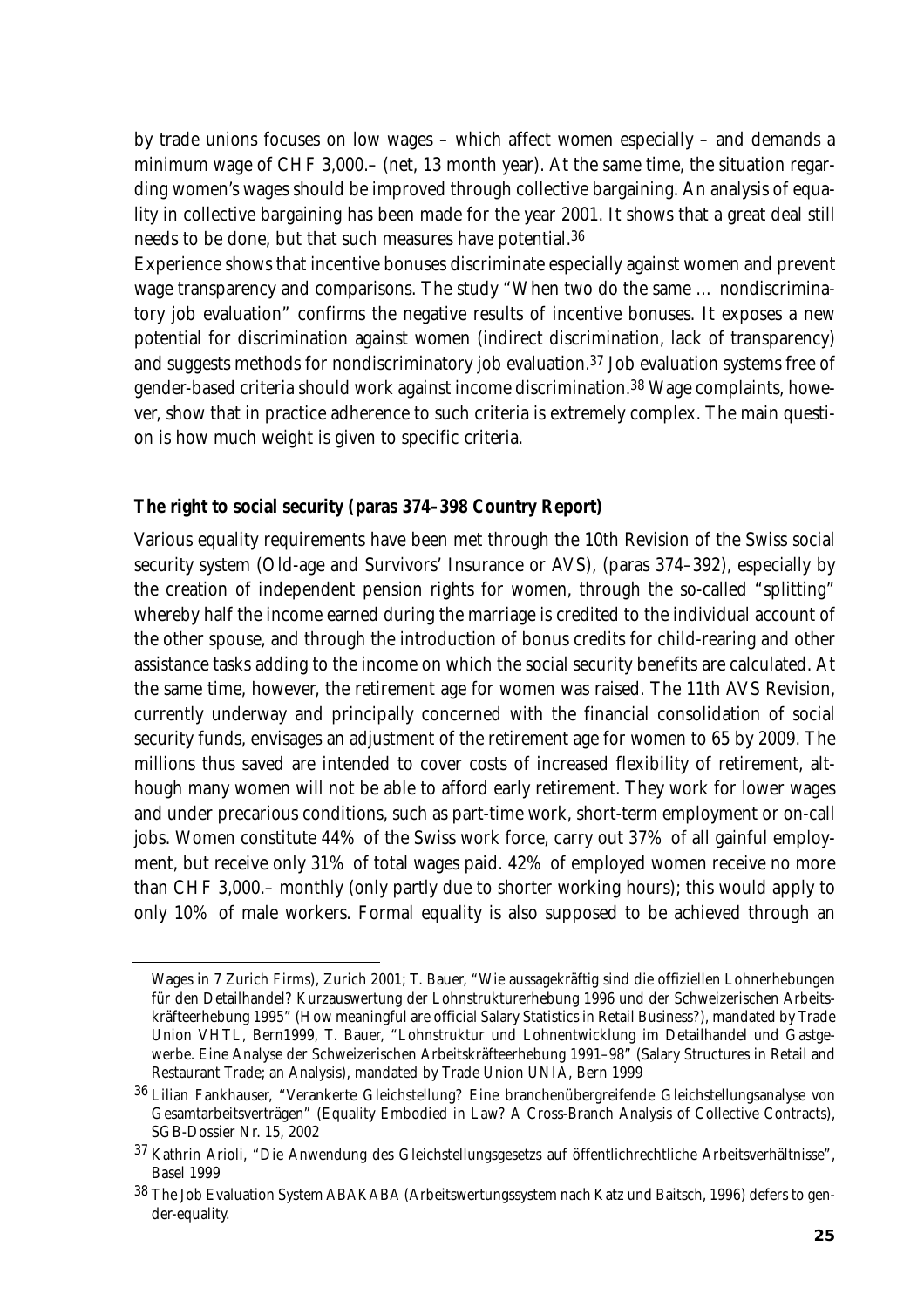by trade unions focuses on low wages – which affect women especially – and demands a minimum wage of CHF 3,000.– (net, 13 month year). At the same time, the situation regarding women's wages should be improved through collective bargaining. An analysis of equality in collective bargaining has been made for the year 2001. It shows that a great deal still needs to be done, but that such measures have potential.[36]

Experience shows that incentive bonuses discriminate especially against women and prevent wage transparency and comparisons. The study "When two do the same … nondiscriminatory job evaluation" confirms the negative results of incentive bonuses. It exposes a new potential for discrimination against women (indirect discrimination, lack of transparency) and suggests methods for nondiscriminatory job evaluation.[37] Job evaluation systems free of gender-based criteria should work against income discrimination.[38] Wage complaints, however, show that in practice adherence to such criteria is extremely complex. The main question is how much weight is given to specific criteria.

### The right to social security (paras 374–398 Country Report)

Various equality requirements have been met through the 10th Revision of the Swiss social security system (Old-age and Survivors' Insurance or AVS), (paras 374–392), especially by the creation of independent pension rights for women, through the so-called "splitting" whereby half the income earned during the marriage is credited to the individual account of the other spouse, and through the introduction of bonus credits for child-rearing and other assistance tasks adding to the income on which the social security benefits are calculated. At the same time, however, the retirement age for women was raised. The 11th AVS Revision, currently underway and principally concerned with the financial consolidation of social security funds, envisages an adjustment of the retirement age for women to 65 by 2009. The millions thus saved are intended to cover costs of increased flexibility of retirement, although many women will not be able to afford early retirement. They work for lower wages and under precarious conditions, such as part-time work, short-term employment or on-call jobs. Women constitute 44% of the Swiss work force, carry out 37% of all gainful employment, but receive only 31% of total wages paid. 42% of employed women receive no more than CHF 3,000.– monthly (only partly due to shorter working hours); this would apply to only 10% of male workers. Formal equality is also supposed to be achieved through an

---

Wages in 7 Zurich Firms), Zurich 2001; T. Bauer, "Wie aussagekräftig sind die offiziellen Lohnerhebungen für den Detailhandel? Kurzauswertung der Lohnstrukturerhebung 1996 und der Schweizerischen Arbeitskräfteerhebung 1995" (How meaningful are official Salary Statistics in Retail Business?), mandated by Trade Union VHTL, Bern1999, T. Bauer, "Lohnstruktur und Lohnentwicklung im Detailhandel und Gastgewerbe. Eine Analyse der Schweizerischen Arbeitskräfteerhebung 1991–98" (Salary Structures in Retail and Restaurant Trade; an Analysis), mandated by Trade Union UNIA, Bern 1999

[36] Lilian Fankhauser, "Verankerte Gleichstellung? Eine branchenübergreifende Gleichstellungsanalyse von Gesamtarbeitsverträgen" (Equality Embodied in Law? A Cross-Branch Analysis of Collective Contracts), SGB-Dossier Nr. 15, 2002

[37] Kathrin Arioli, "Die Anwendung des Gleichstellungsgesetzs auf öffentlichrechtliche Arbeitsverhältnisse", Basel 1999

[38] The Job Evaluation System ABAKABA (Arbeitswertungssystem nach Katz und Baitsch, 1996) defers to gender-equality.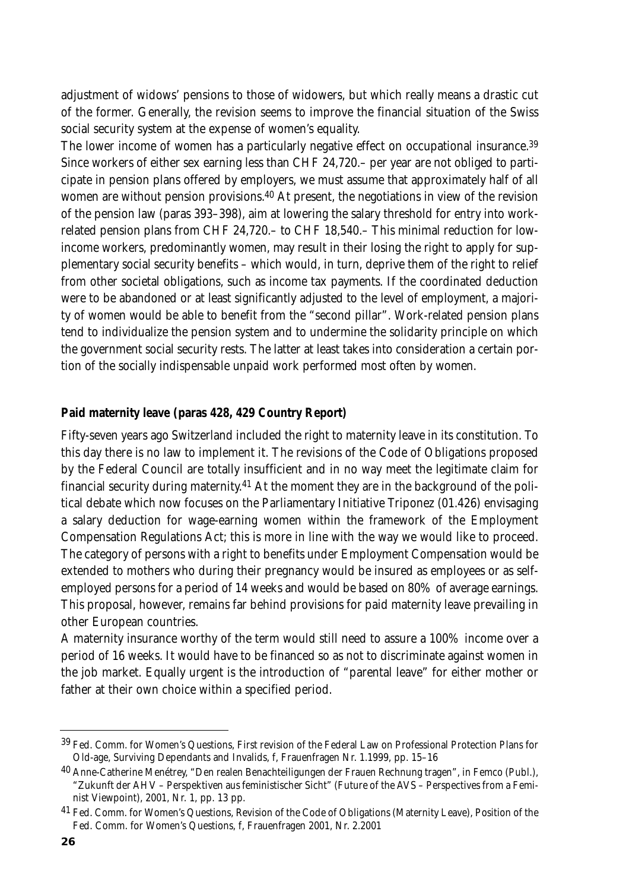adjustment of widows' pensions to those of widowers, but which really means a drastic cut of the former. Generally, the revision seems to improve the financial situation of the Swiss social security system at the expense of women's equality.

The lower income of women has a particularly negative effect on occupational insurance.[39] Since workers of either sex earning less than CHF 24,720.– per year are not obliged to participate in pension plans offered by employers, we must assume that approximately half of all women are without pension provisions.[40] At present, the negotiations in view of the revision of the pension law (paras 393–398), aim at lowering the salary threshold for entry into work-related pension plans from CHF 24,720.– to CHF 18,540.– This minimal reduction for low-income workers, predominantly women, may result in their losing the right to apply for supplementary social security benefits – which would, in turn, deprive them of the right to relief from other societal obligations, such as income tax payments. If the coordinated deduction were to be abandoned or at least significantly adjusted to the level of employment, a majority of women would be able to benefit from the "second pillar". Work-related pension plans tend to individualize the pension system and to undermine the solidarity principle on which the government social security rests. The latter at least takes into consideration a certain portion of the socially indispensable unpaid work performed most often by women.

**Paid maternity leave (paras 428, 429 Country Report)**

Fifty-seven years ago Switzerland included the right to maternity leave in its constitution. To this day there is no law to implement it. The revisions of the Code of Obligations proposed by the Federal Council are totally insufficient and in no way meet the legitimate claim for financial security during maternity.[41] At the moment they are in the background of the political debate which now focuses on the Parliamentary Initiative Triponez (01.426) envisaging a salary deduction for wage-earning women within the framework of the Employment Compensation Regulations Act; this is more in line with the way we would like to proceed. The category of persons with a right to benefits under Employment Compensation would be extended to mothers who during their pregnancy would be insured as employees or as self-employed persons for a period of 14 weeks and would be based on 80% of average earnings. This proposal, however, remains far behind provisions for paid maternity leave prevailing in other European countries.

A maternity insurance worthy of the term would still need to assure a 100% income over a period of 16 weeks. It would have to be financed so as not to discriminate against women in the job market. Equally urgent is the introduction of "parental leave" for either mother or father at their own choice within a specified period.

---

[39] Fed. Comm. for Women's Questions, First revision of the Federal Law on Professional Protection Plans for Old-age, Surviving Dependants and Invalids, f, Frauenfragen Nr. 1.1999, pp. 15–16

[40] Anne-Catherine Menétrey, "Den realen Benachteiligungen der Frauen Rechnung tragen", in Femco (Publ.), "Zukunft der AHV – Perspektiven aus feministischer Sicht" (Future of the AVS – Perspectives from a Feminist Viewpoint), 2001, Nr. 1, pp. 13 pp.

[41] Fed. Comm. for Women's Questions, Revision of the Code of Obligations (Maternity Leave), Position of the Fed. Comm. for Women's Questions, f, Frauenfragen 2001, Nr. 2.2001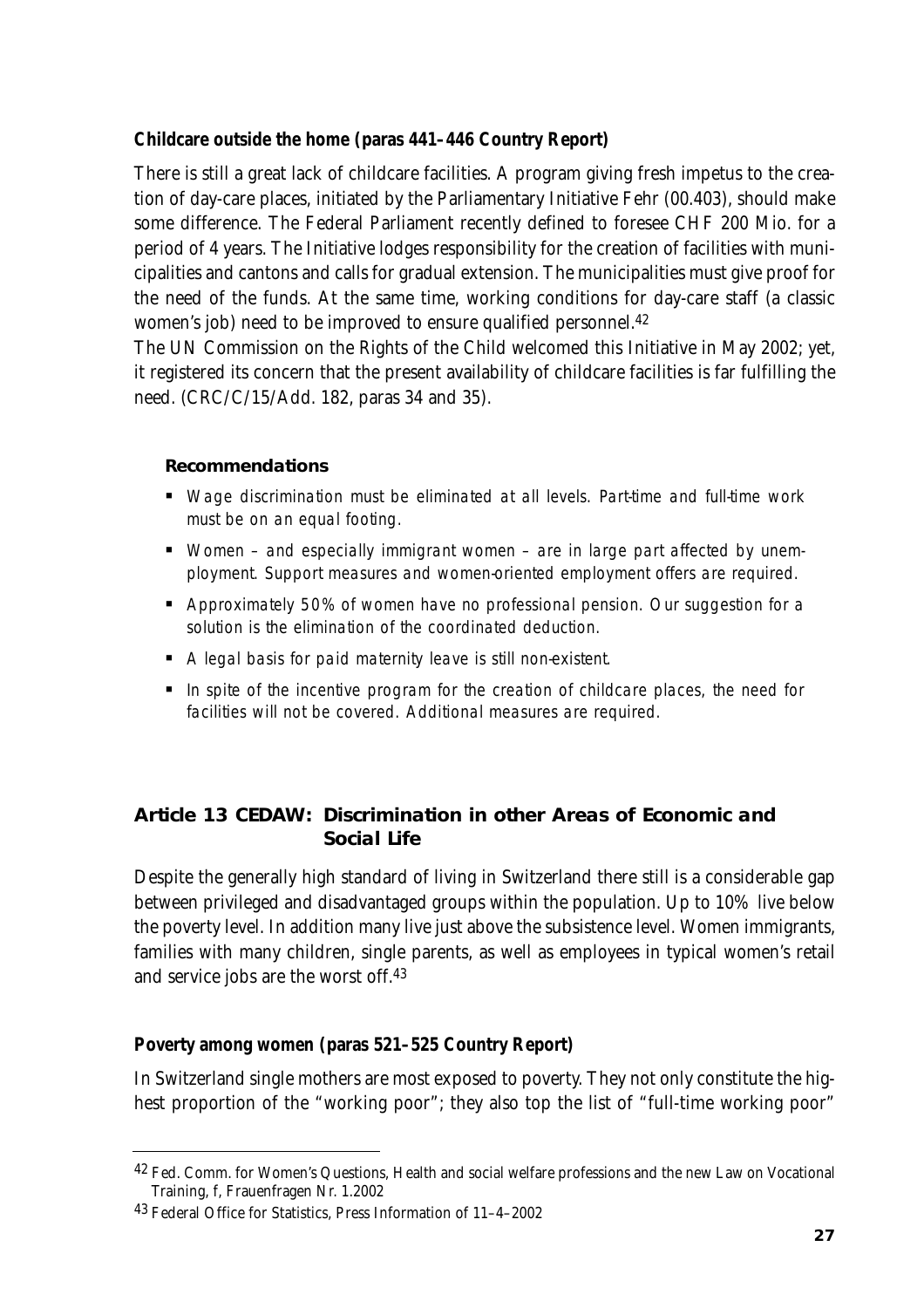**Childcare outside the home (paras 441–446 Country Report)**

There is still a great lack of childcare facilities. A program giving fresh impetus to the creation of day-care places, initiated by the Parliamentary Initiative Fehr (00.403), should make some difference. The Federal Parliament recently defined to foresee CHF 200 Mio. for a period of 4 years. The Initiative lodges responsibility for the creation of facilities with municipalities and cantons and calls for gradual extension. The municipalities must give proof for the need of the funds. At the same time, working conditions for day-care staff (a classic women's job) need to be improved to ensure qualified personnel.[42]

The UN Commission on the Rights of the Child welcomed this Initiative in May 2002; yet, it registered its concern that the present availability of childcare facilities is far fulfilling the need. (CRC/C/15/Add. 182, paras 34 and 35).

**Recommendations**

- *Wage discrimination must be eliminated at all levels. Part-time and full-time work must be on an equal footing.*
- *Women – and especially immigrant women – are in large part affected by unemployment. Support measures and women-oriented employment offers are required.*
- *Approximately 50% of women have no professional pension. Our suggestion for a solution is the elimination of the coordinated deduction.*
- *A legal basis for paid maternity leave is still non-existent.*
- *In spite of the incentive program for the creation of childcare places, the need for facilities will not be covered. Additional measures are required.*

## Article 13 CEDAW: Discrimination in other Areas of Economic and Social Life

Despite the generally high standard of living in Switzerland there still is a considerable gap between privileged and disadvantaged groups within the population. Up to 10% live below the poverty level. In addition many live just above the subsistence level. Women immigrants, families with many children, single parents, as well as employees in typical women's retail and service jobs are the worst off.[43]

**Poverty among women (paras 521–525 Country Report)**

In Switzerland single mothers are most exposed to poverty. They not only constitute the highest proportion of the "working poor"; they also top the list of "full-time working poor"

---

[42] Fed. Comm. for Women's Questions, Health and social welfare professions and the new Law on Vocational Training, f, Frauenfragen Nr. 1.2002

[43] Federal Office for Statistics, Press Information of 11–4–2002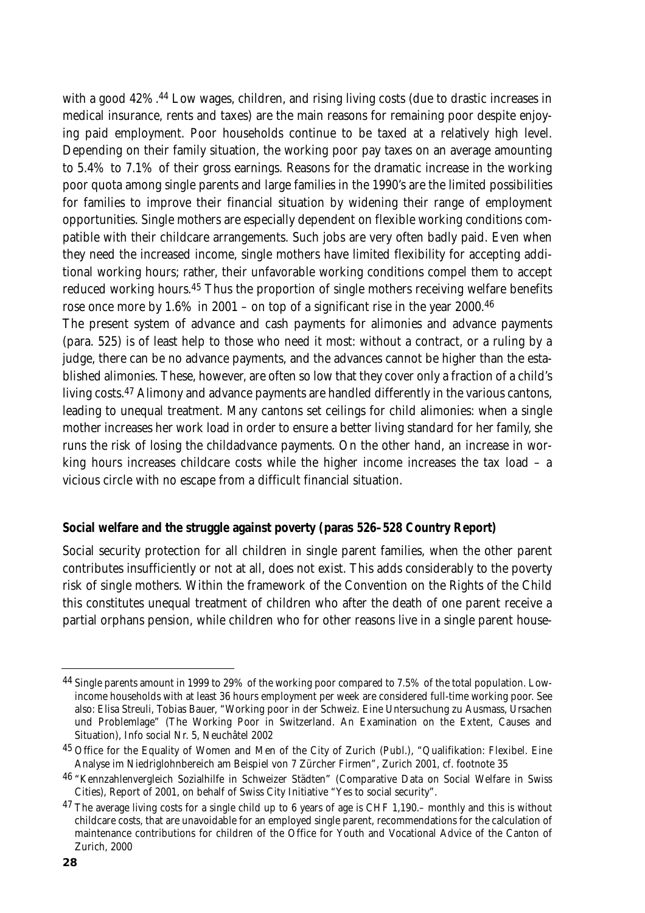with a good 42%.[44] Low wages, children, and rising living costs (due to drastic increases in medical insurance, rents and taxes) are the main reasons for remaining poor despite enjoying paid employment. Poor households continue to be taxed at a relatively high level. Depending on their family situation, the working poor pay taxes on an average amounting to 5.4% to 7.1% of their gross earnings. Reasons for the dramatic increase in the working poor quota among single parents and large families in the 1990's are the limited possibilities for families to improve their financial situation by widening their range of employment opportunities. Single mothers are especially dependent on flexible working conditions compatible with their childcare arrangements. Such jobs are very often badly paid. Even when they need the increased income, single mothers have limited flexibility for accepting additional working hours; rather, their unfavorable working conditions compel them to accept reduced working hours.[45] Thus the proportion of single mothers receiving welfare benefits rose once more by 1.6% in 2001 – on top of a significant rise in the year 2000.[46]

The present system of advance and cash payments for alimonies and advance payments (para. 525) is of least help to those who need it most: without a contract, or a ruling by a judge, there can be no advance payments, and the advances cannot be higher than the established alimonies. These, however, are often so low that they cover only a fraction of a child's living costs.[47] Alimony and advance payments are handled differently in the various cantons, leading to unequal treatment. Many cantons set ceilings for child alimonies: when a single mother increases her work load in order to ensure a better living standard for her family, she runs the risk of losing the childadvance payments. On the other hand, an increase in working hours increases childcare costs while the higher income increases the tax load – a vicious circle with no escape from a difficult financial situation.

**Social welfare and the struggle against poverty (paras 526–528 Country Report)**

Social security protection for all children in single parent families, when the other parent contributes insufficiently or not at all, does not exist. This adds considerably to the poverty risk of single mothers. Within the framework of the Convention on the Rights of the Child this constitutes unequal treatment of children who after the death of one parent receive a partial orphans pension, while children who for other reasons live in a single parent house-

---

[44] Single parents amount in 1999 to 29% of the working poor compared to 7.5% of the total population. Low-income households with at least 36 hours employment per week are considered full-time working poor. See also: Elisa Streuli, Tobias Bauer, "Working poor in der Schweiz. Eine Untersuchung zu Ausmass, Ursachen und Problemlage" (The Working Poor in Switzerland. An Examination on the Extent, Causes and Situation), Info social Nr. 5, Neuchâtel 2002

[45] Office for the Equality of Women and Men of the City of Zurich (Publ.), "Qualifikation: Flexibel. Eine Analyse im Niedriglohnbereich am Beispiel von 7 Zürcher Firmen", Zurich 2001, cf. footnote 35

[46] "Kennzahlenvergleich Sozialhilfe in Schweizer Städten" (Comparative Data on Social Welfare in Swiss Cities), Report of 2001, on behalf of Swiss City Initiative "Yes to social security".

[47] The average living costs for a single child up to 6 years of age is CHF 1,190.– monthly and this is without childcare costs, that are unavoidable for an employed single parent, recommendations for the calculation of maintenance contributions for children of the Office for Youth and Vocational Advice of the Canton of Zurich, 2000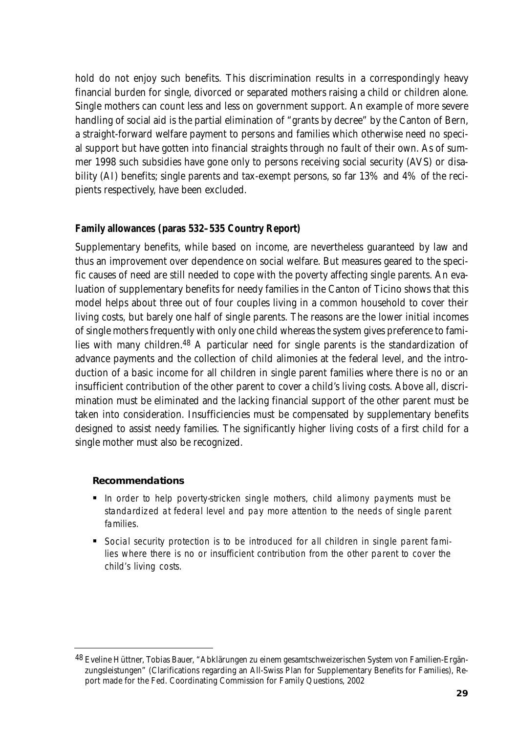hold do not enjoy such benefits. This discrimination results in a correspondingly heavy financial burden for single, divorced or separated mothers raising a child or children alone. Single mothers can count less and less on government support. An example of more severe handling of social aid is the partial elimination of "grants by decree" by the Canton of Bern, a straight-forward welfare payment to persons and families which otherwise need no special support but have gotten into financial straights through no fault of their own. As of summer 1998 such subsidies have gone only to persons receiving social security (AVS) or disability (AI) benefits; single parents and tax-exempt persons, so far 13% and 4% of the recipients respectively, have been excluded.

### Family allowances (paras 532–535 Country Report)

Supplementary benefits, while based on income, are nevertheless guaranteed by law and thus an improvement over dependence on social welfare. But measures geared to the specific causes of need are still needed to cope with the poverty affecting single parents. An evaluation of supplementary benefits for needy families in the Canton of Ticino shows that this model helps about three out of four couples living in a common household to cover their living costs, but barely one half of single parents. The reasons are the lower initial incomes of single mothers frequently with only one child whereas the system gives preference to families with many children.[48] A particular need for single parents is the standardization of advance payments and the collection of child alimonies at the federal level, and the introduction of a basic income for all children in single parent families where there is no or an insufficient contribution of the other parent to cover a child's living costs. Above all, discrimination must be eliminated and the lacking financial support of the other parent must be taken into consideration. Insufficiencies must be compensated by supplementary benefits designed to assist needy families. The significantly higher living costs of a first child for a single mother must also be recognized.

#### Recommendations

- *In order to help poverty-stricken single mothers, child alimony payments must be standardized at federal level and pay more attention to the needs of single parent families.*
- *Social security protection is to be introduced for all children in single parent families where there is no or insufficient contribution from the other parent to cover the child's living costs.*

---

[48] Eveline Hüttner, Tobias Bauer, "Abklärungen zu einem gesamtschweizerischen System von Familien-Ergänzungsleistungen" (Clarifications regarding an All-Swiss Plan for Supplementary Benefits for Families), Report made for the Fed. Coordinating Commission for Family Questions, 2002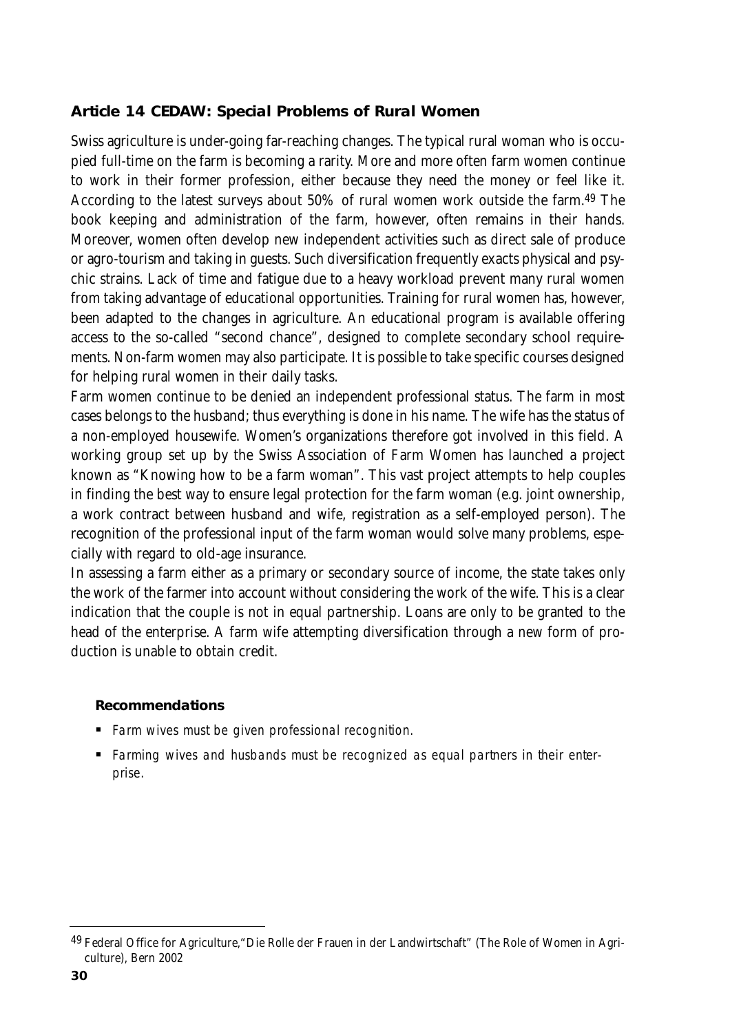## Article 14 CEDAW: Special Problems of Rural Women

Swiss agriculture is under-going far-reaching changes. The typical rural woman who is occupied full-time on the farm is becoming a rarity. More and more often farm women continue to work in their former profession, either because they need the money or feel like it. According to the latest surveys about 50% of rural women work outside the farm.[49] The book keeping and administration of the farm, however, often remains in their hands. Moreover, women often develop new independent activities such as direct sale of produce or agro-tourism and taking in guests. Such diversification frequently exacts physical and psychic strains. Lack of time and fatigue due to a heavy workload prevent many rural women from taking advantage of educational opportunities. Training for rural women has, however, been adapted to the changes in agriculture. An educational program is available offering access to the so-called "second chance", designed to complete secondary school requirements. Non-farm women may also participate. It is possible to take specific courses designed for helping rural women in their daily tasks.

Farm women continue to be denied an independent professional status. The farm in most cases belongs to the husband; thus everything is done in his name. The wife has the status of a non-employed housewife. Women's organizations therefore got involved in this field. A working group set up by the Swiss Association of Farm Women has launched a project known as "Knowing how to be a farm woman". This vast project attempts to help couples in finding the best way to ensure legal protection for the farm woman (e.g. joint ownership, a work contract between husband and wife, registration as a self-employed person). The recognition of the professional input of the farm woman would solve many problems, especially with regard to old-age insurance.

In assessing a farm either as a primary or secondary source of income, the state takes only the work of the farmer into account without considering the work of the wife. This is a clear indication that the couple is not in equal partnership. Loans are only to be granted to the head of the enterprise. A farm wife attempting diversification through a new form of production is unable to obtain credit.

**Recommendations**

- *Farm wives must be given professional recognition.*
- *Farming wives and husbands must be recognized as equal partners in their enterprise.*

---

[49] Federal Office for Agriculture, "Die Rolle der Frauen in der Landwirtschaft" (The Role of Women in Agriculture), Bern 2002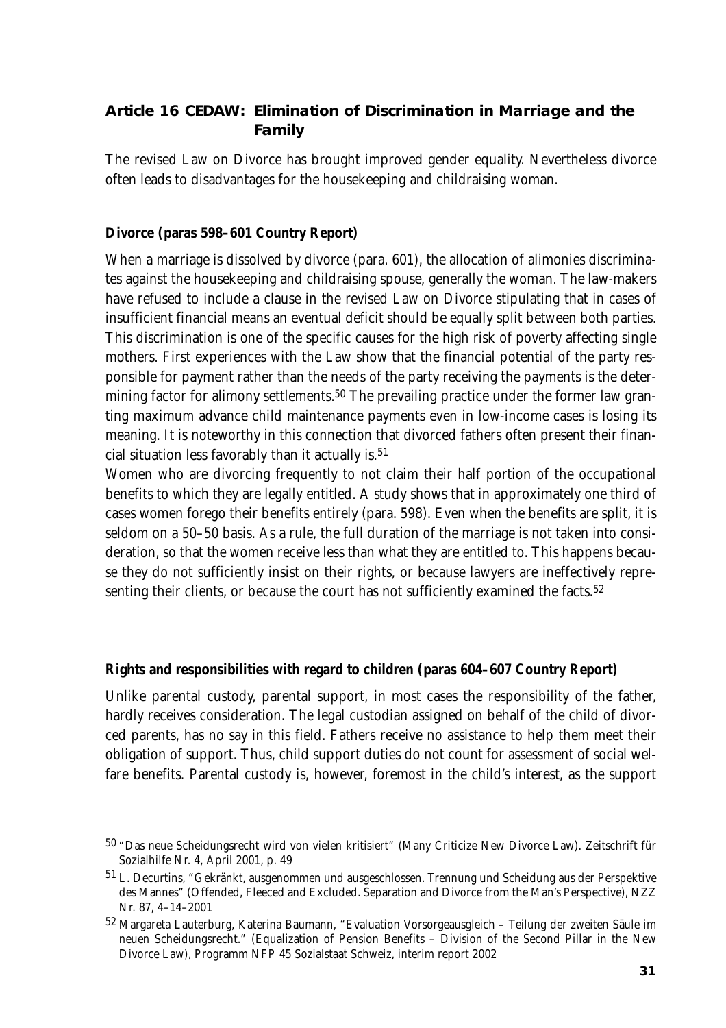## Article 16 CEDAW: Elimination of Discrimination in Marriage and the Family

The revised Law on Divorce has brought improved gender equality. Nevertheless divorce often leads to disadvantages for the housekeeping and childraising woman.

### Divorce (paras 598–601 Country Report)

When a marriage is dissolved by divorce (para. 601), the allocation of alimonies discriminates against the housekeeping and childraising spouse, generally the woman. The law-makers have refused to include a clause in the revised Law on Divorce stipulating that in cases of insufficient financial means an eventual deficit should be equally split between both parties. This discrimination is one of the specific causes for the high risk of poverty affecting single mothers. First experiences with the Law show that the financial potential of the party responsible for payment rather than the needs of the party receiving the payments is the determining factor for alimony settlements.[50] The prevailing practice under the former law granting maximum advance child maintenance payments even in low-income cases is losing its meaning. It is noteworthy in this connection that divorced fathers often present their financial situation less favorably than it actually is.[51]

Women who are divorcing frequently to not claim their half portion of the occupational benefits to which they are legally entitled. A study shows that in approximately one third of cases women forego their benefits entirely (para. 598). Even when the benefits are split, it is seldom on a 50–50 basis. As a rule, the full duration of the marriage is not taken into consideration, so that the women receive less than what they are entitled to. This happens because they do not sufficiently insist on their rights, or because lawyers are ineffectively representing their clients, or because the court has not sufficiently examined the facts.[52]

### Rights and responsibilities with regard to children (paras 604–607 Country Report)

Unlike parental custody, parental support, in most cases the responsibility of the father, hardly receives consideration. The legal custodian assigned on behalf of the child of divorced parents, has no say in this field. Fathers receive no assistance to help them meet their obligation of support. Thus, child support duties do not count for assessment of social welfare benefits. Parental custody is, however, foremost in the child's interest, as the support

---

[50] "Das neue Scheidungsrecht wird von vielen kritisiert" (Many Criticize New Divorce Law). Zeitschrift für Sozialhilfe Nr. 4, April 2001, p. 49

[51] L. Decurtins, "Gekränkt, ausgenommen und ausgeschlossen. Trennung und Scheidung aus der Perspektive des Mannes" (Offended, Fleeced and Excluded. Separation and Divorce from the Man's Perspective), NZZ Nr. 87, 4–14–2001

[52] Margareta Lauterburg, Katerina Baumann, "Evaluation Vorsorgeausgleich – Teilung der zweiten Säule im neuen Scheidungsrecht." (Equalization of Pension Benefits – Division of the Second Pillar in the New Divorce Law), Programm NFP 45 Sozialstaat Schweiz, interim report 2002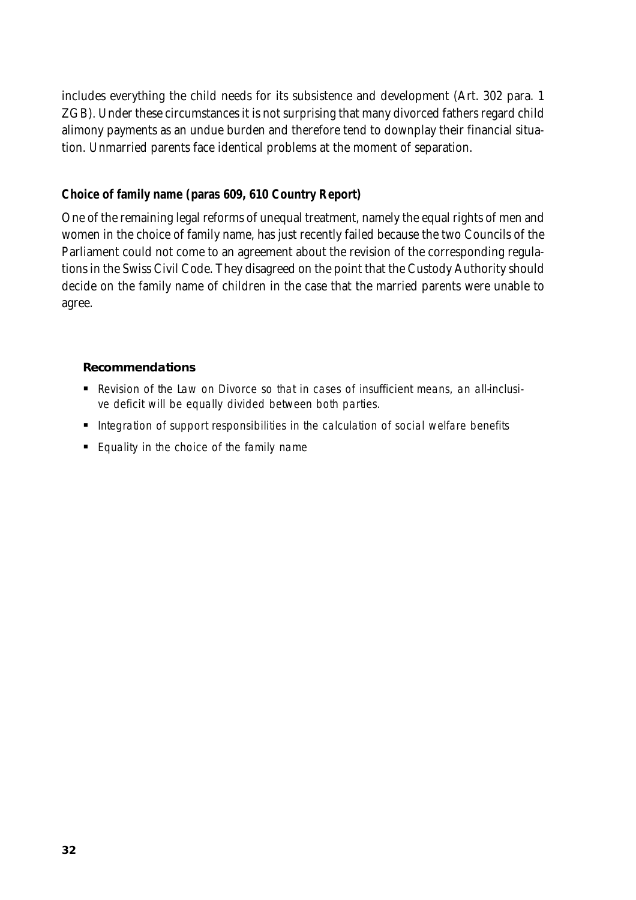includes everything the child needs for its subsistence and development (Art. 302 para. 1 ZGB). Under these circumstances it is not surprising that many divorced fathers regard child alimony payments as an undue burden and therefore tend to downplay their financial situation. Unmarried parents face identical problems at the moment of separation.

**Choice of family name (paras 609, 610 Country Report)**

One of the remaining legal reforms of unequal treatment, namely the equal rights of men and women in the choice of family name, has just recently failed because the two Councils of the Parliament could not come to an agreement about the revision of the corresponding regulations in the Swiss Civil Code. They disagreed on the point that the Custody Authority should decide on the family name of children in the case that the married parents were unable to agree.

**Recommendations**

- *Revision of the Law on Divorce so that in cases of insufficient means, an all-inclusive deficit will be equally divided between both parties.*
- *Integration of support responsibilities in the calculation of social welfare benefits*
- *Equality in the choice of the family name*